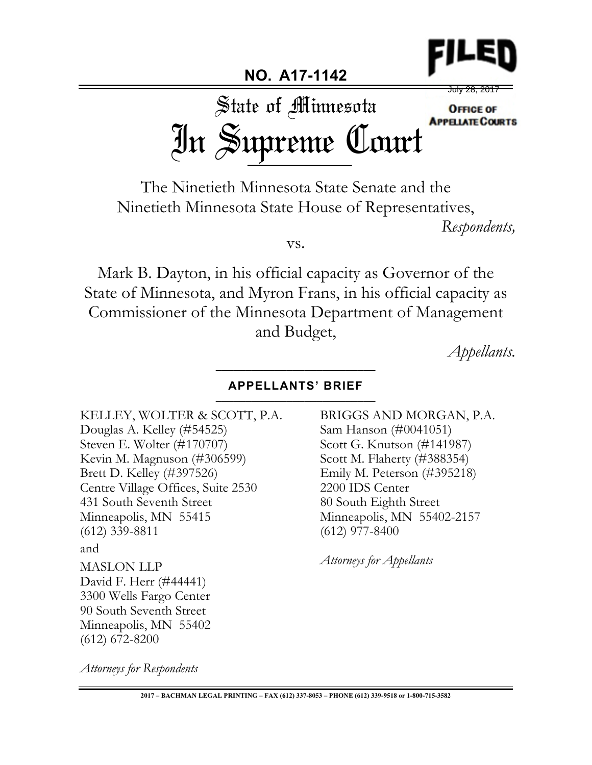**FILED**

July 28, 2017

**OFFICE OF APPELLATE COURTS**

**NO. A17-1142**

# State of Minnesota
# In Supreme Court

The Ninetieth Minnesota State Senate and the Ninetieth Minnesota State House of Representatives,

*Respondents,*

vs.

Mark B. Dayton, in his official capacity as Governor of the State of Minnesota, and Myron Frans, in his official capacity as Commissioner of the Minnesota Department of Management and Budget,

*Appellants.*

## APPELLANTS' BRIEF

KELLEY, WOLTER & SCOTT, P.A.
Douglas A. Kelley (#54525)
Steven E. Wolter (#170707)
Kevin M. Magnuson (#306599)
Brett D. Kelley (#397526)
Centre Village Offices, Suite 2530
431 South Seventh Street
Minneapolis, MN 55415
(612) 339-8811

and

MASLON LLP
David F. Herr (#44441)
3300 Wells Fargo Center
90 South Seventh Street
Minneapolis, MN 55402
(612) 672-8200

*Attorneys for Respondents*

BRIGGS AND MORGAN, P.A.
Sam Hanson (#0041051)
Scott G. Knutson (#141987)
Scott M. Flaherty (#388354)
Emily M. Peterson (#395218)
2200 IDS Center
80 South Eighth Street
Minneapolis, MN 55402-2157
(612) 977-8400

*Attorneys for Appellants*

2017 – BACHMAN LEGAL PRINTING – FAX (612) 337-8053 – PHONE (612) 339-9518 or 1-800-715-3582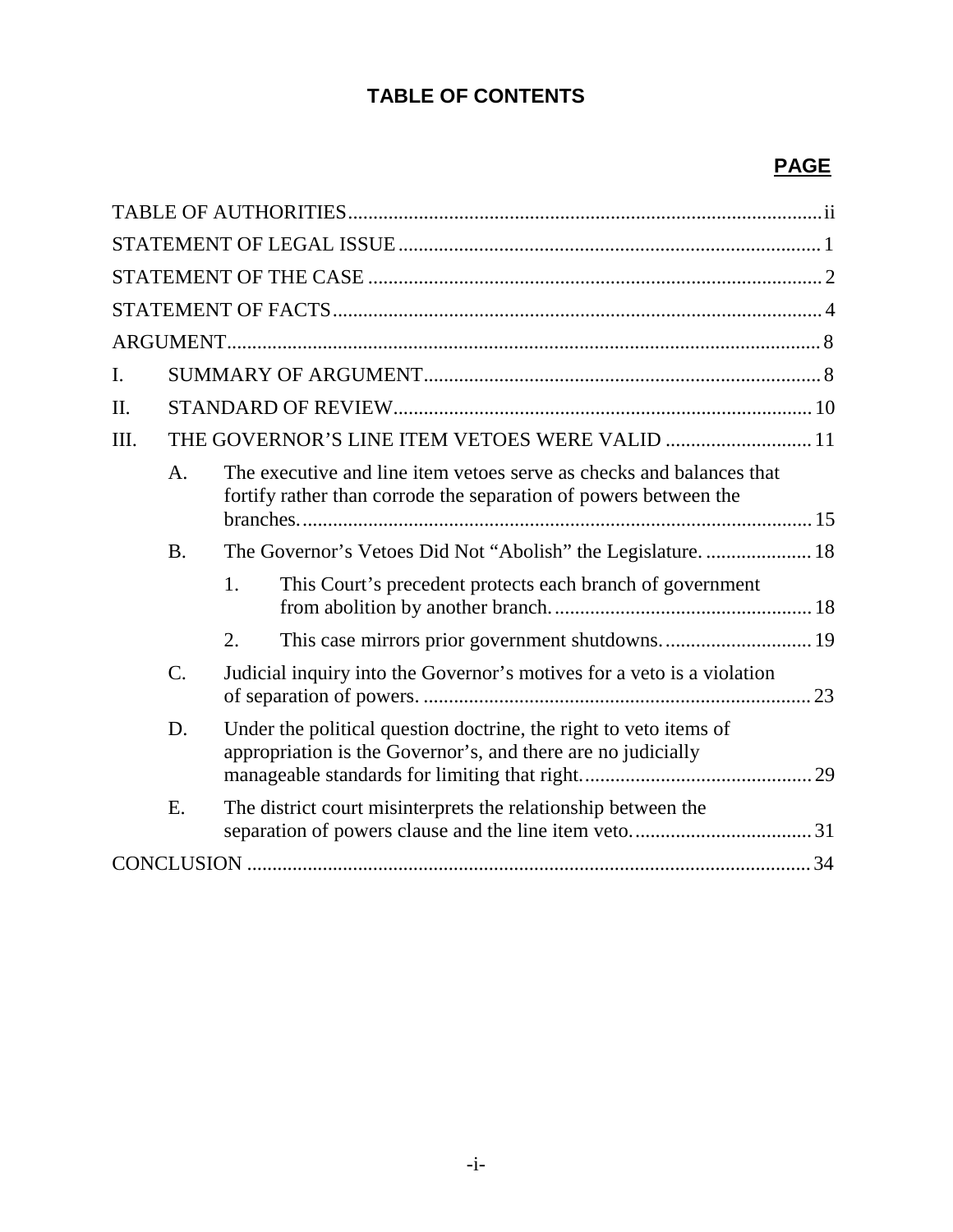# TABLE OF CONTENTS

**PAGE**

| | | | |
|---|---|---|---|
| TABLE OF AUTHORITIES | | | ii |
| STATEMENT OF LEGAL ISSUE | | | 1 |
| STATEMENT OF THE CASE | | | 2 |
| STATEMENT OF FACTS | | | 4 |
| ARGUMENT | | | 8 |
| I. | SUMMARY OF ARGUMENT | | 8 |
| II. | STANDARD OF REVIEW | | 10 |
| III. | THE GOVERNOR'S LINE ITEM VETOES WERE VALID | | 11 |
| | A. | The executive and line item vetoes serve as checks and balances that fortify rather than corrode the separation of powers between the branches. | 15 |
| | B. | The Governor's Vetoes Did Not "Abolish" the Legislature. | 18 |
| | | 1. This Court's precedent protects each branch of government from abolition by another branch. | 18 |
| | | 2. This case mirrors prior government shutdowns. | 19 |
| | C. | Judicial inquiry into the Governor's motives for a veto is a violation of separation of powers. | 23 |
| | D. | Under the political question doctrine, the right to veto items of appropriation is the Governor's, and there are no judicially manageable standards for limiting that right. | 29 |
| | E. | The district court misinterprets the relationship between the separation of powers clause and the line item veto. | 31 |
| CONCLUSION | | | 34 |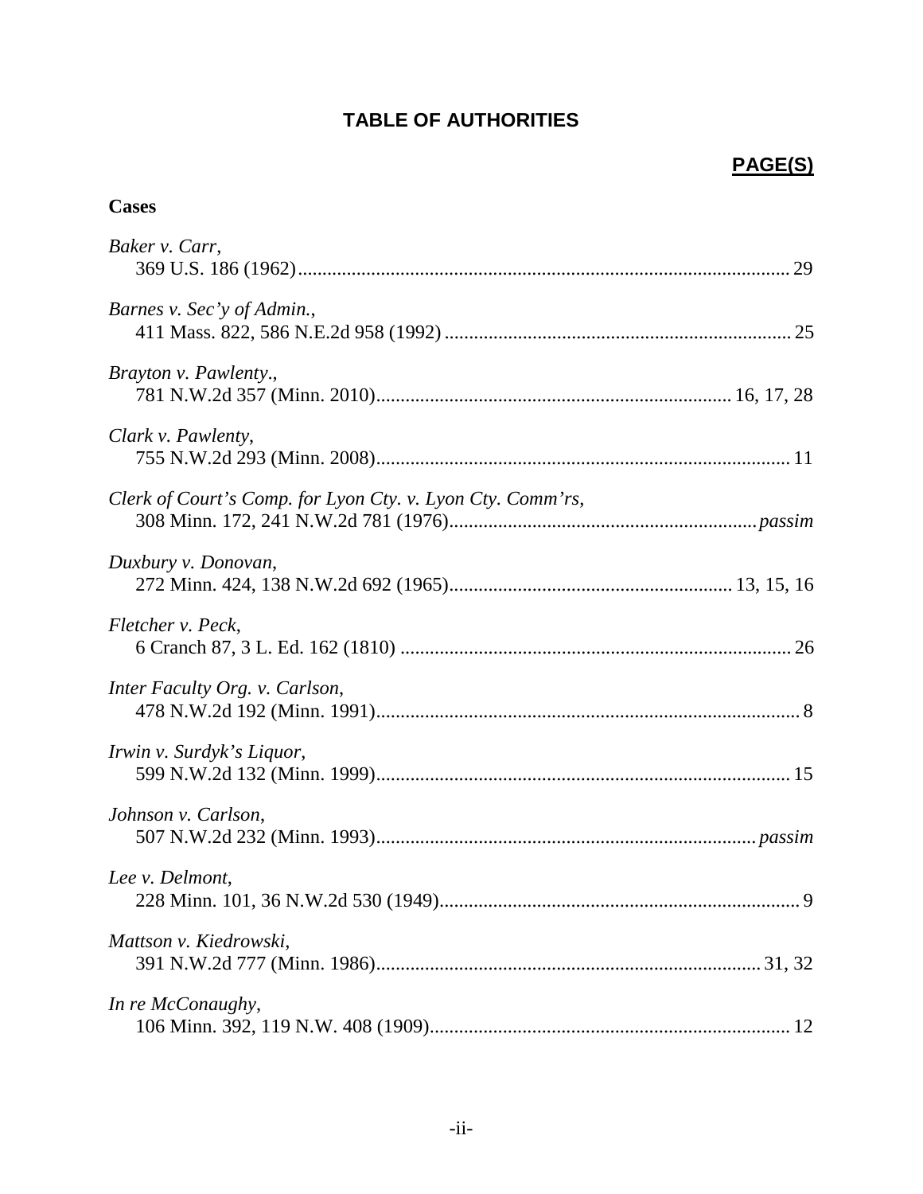# TABLE OF AUTHORITIES

**PAGE(S)**

**Cases**

*Baker v. Carr*,
369 U.S. 186 (1962) ... 29

*Barnes v. Sec'y of Admin.*,
411 Mass. 822, 586 N.E.2d 958 (1992) ... 25

*Brayton v. Pawlenty*.,
781 N.W.2d 357 (Minn. 2010) ... 16, 17, 28

*Clark v. Pawlenty*,
755 N.W.2d 293 (Minn. 2008) ... 11

*Clerk of Court's Comp. for Lyon Cty. v. Lyon Cty. Comm'rs*,
308 Minn. 172, 241 N.W.2d 781 (1976) ... *passim*

*Duxbury v. Donovan*,
272 Minn. 424, 138 N.W.2d 692 (1965) ... 13, 15, 16

*Fletcher v. Peck*,
6 Cranch 87, 3 L. Ed. 162 (1810) ... 26

*Inter Faculty Org. v. Carlson*,
478 N.W.2d 192 (Minn. 1991) ... 8

*Irwin v. Surdyk's Liquor*,
599 N.W.2d 132 (Minn. 1999) ... 15

*Johnson v. Carlson*,
507 N.W.2d 232 (Minn. 1993) ... *passim*

*Lee v. Delmont*,
228 Minn. 101, 36 N.W.2d 530 (1949) ... 9

*Mattson v. Kiedrowski*,
391 N.W.2d 777 (Minn. 1986) ... 31, 32

*In re McConaughy*,
106 Minn. 392, 119 N.W. 408 (1909) ... 12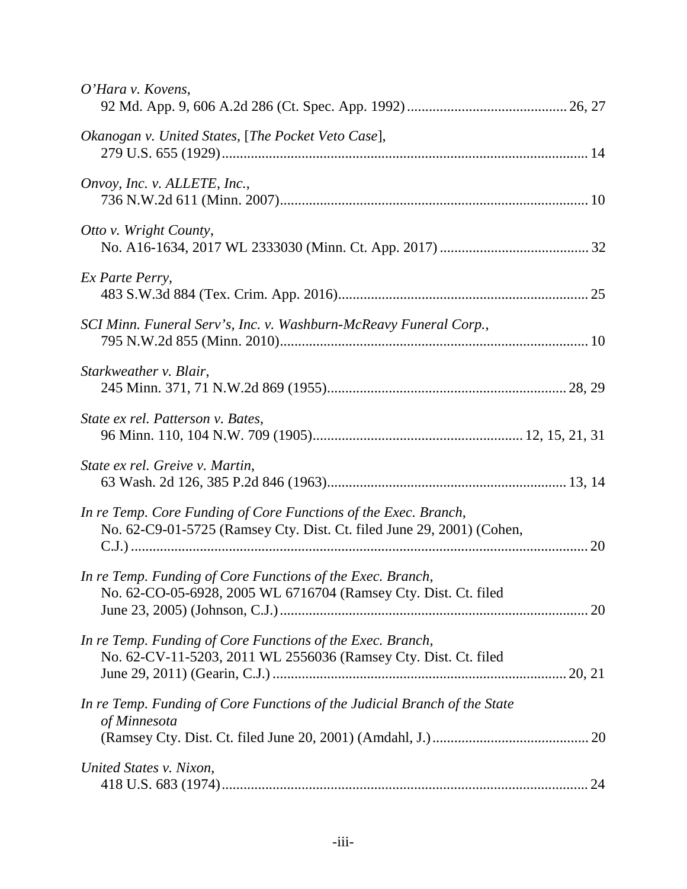*O'Hara v. Kovens*,
92 Md. App. 9, 606 A.2d 286 (Ct. Spec. App. 1992) ............................................ 26, 27

*Okanogan v. United States*, [*The Pocket Veto Case*],
279 U.S. 655 (1929) .................................................................................................... 14

*Onvoy, Inc. v. ALLETE, Inc.*,
736 N.W.2d 611 (Minn. 2007) .................................................................................... 10

*Otto v. Wright County*,
No. A16-1634, 2017 WL 2333030 (Minn. Ct. App. 2017) ......................................... 32

*Ex Parte Perry*,
483 S.W.3d 884 (Tex. Crim. App. 2016) .................................................................... 25

*SCI Minn. Funeral Serv's, Inc. v. Washburn-McReavy Funeral Corp.*,
795 N.W.2d 855 (Minn. 2010) .................................................................................... 10

*Starkweather v. Blair*,
245 Minn. 371, 71 N.W.2d 869 (1955) ................................................................. 28, 29

*State ex rel. Patterson v. Bates*,
96 Minn. 110, 104 N.W. 709 (1905) .......................................................... 12, 15, 21, 31

*State ex rel. Greive v. Martin*,
63 Wash. 2d 126, 385 P.2d 846 (1963) ................................................................. 13, 14

*In re Temp. Core Funding of Core Functions of the Exec. Branch*,
No. 62-C9-01-5725 (Ramsey Cty. Dist. Ct. filed June 29, 2001) (Cohen, C.J.) ............................................................................................................................ 20

*In re Temp. Funding of Core Functions of the Exec. Branch*,
No. 62-CO-05-6928, 2005 WL 6716704 (Ramsey Cty. Dist. Ct. filed June 23, 2005) (Johnson, C.J.) .................................................................................... 20

*In re Temp. Funding of Core Functions of the Exec. Branch*,
No. 62-CV-11-5203, 2011 WL 2556036 (Ramsey Cty. Dist. Ct. filed June 29, 2011) (Gearin, C.J.) ................................................................................ 20, 21

*In re Temp. Funding of Core Functions of the Judicial Branch of the State of Minnesota*
(Ramsey Cty. Dist. Ct. filed June 20, 2001) (Amdahl, J.) ........................................... 20

*United States v. Nixon*,
418 U.S. 683 (1974) .................................................................................................... 24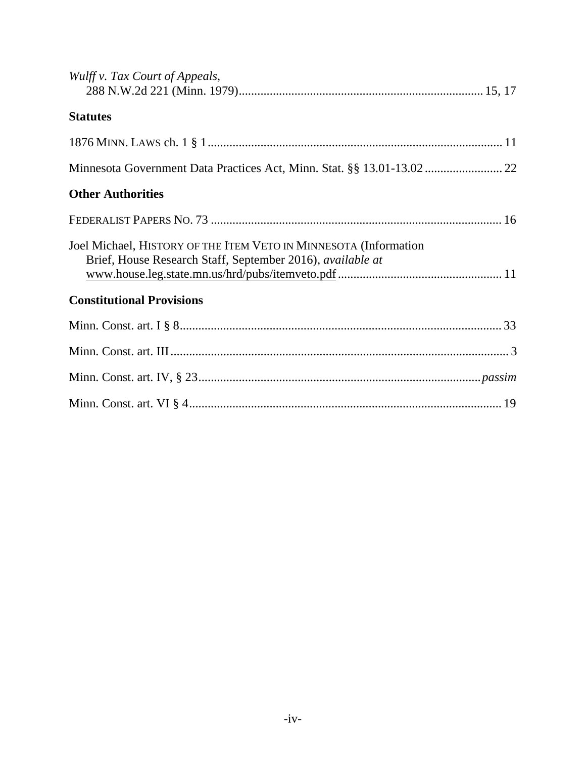*Wulff v. Tax Court of Appeals*,
288 N.W.2d 221 (Minn. 1979)............................................................................... 15, 17

**Statutes**

1876 MINN. LAWS ch. 1 § 1............................................................................................. 11

Minnesota Government Data Practices Act, Minn. Stat. §§ 13.01-13.02 ......................... 22

**Other Authorities**

FEDERALIST PAPERS NO. 73 ............................................................................................ 16

Joel Michael, HISTORY OF THE ITEM VETO IN MINNESOTA (Information Brief, House Research Staff, September 2016), *available at* www.house.leg.state.mn.us/hrd/pubs/itemveto.pdf .................................................... 11

**Constitutional Provisions**

Minn. Const. art. I § 8....................................................................................................... 33

Minn. Const. art. III............................................................................................................. 3

Minn. Const. art. IV, § 23.......................................................................................... *passim*

Minn. Const. art. VI § 4.................................................................................................... 19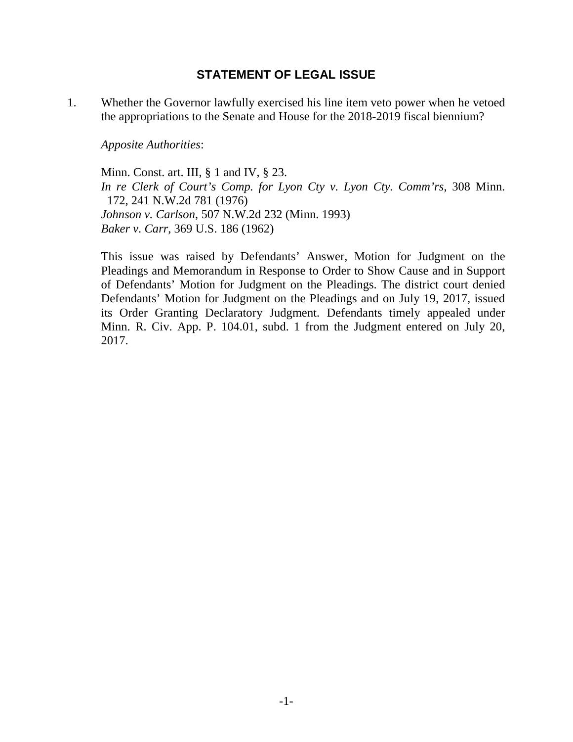## STATEMENT OF LEGAL ISSUE

1. Whether the Governor lawfully exercised his line item veto power when he vetoed the appropriations to the Senate and House for the 2018-2019 fiscal biennium?

   *Apposite Authorities*:

   Minn. Const. art. III, § 1 and IV, § 23.
   *In re Clerk of Court's Comp. for Lyon Cty v. Lyon Cty. Comm'rs*, 308 Minn. 172, 241 N.W.2d 781 (1976)
   *Johnson v. Carlson*, 507 N.W.2d 232 (Minn. 1993)
   *Baker v. Carr*, 369 U.S. 186 (1962)

   This issue was raised by Defendants' Answer, Motion for Judgment on the Pleadings and Memorandum in Response to Order to Show Cause and in Support of Defendants' Motion for Judgment on the Pleadings. The district court denied Defendants' Motion for Judgment on the Pleadings and on July 19, 2017, issued its Order Granting Declaratory Judgment. Defendants timely appealed under Minn. R. Civ. App. P. 104.01, subd. 1 from the Judgment entered on July 20, 2017.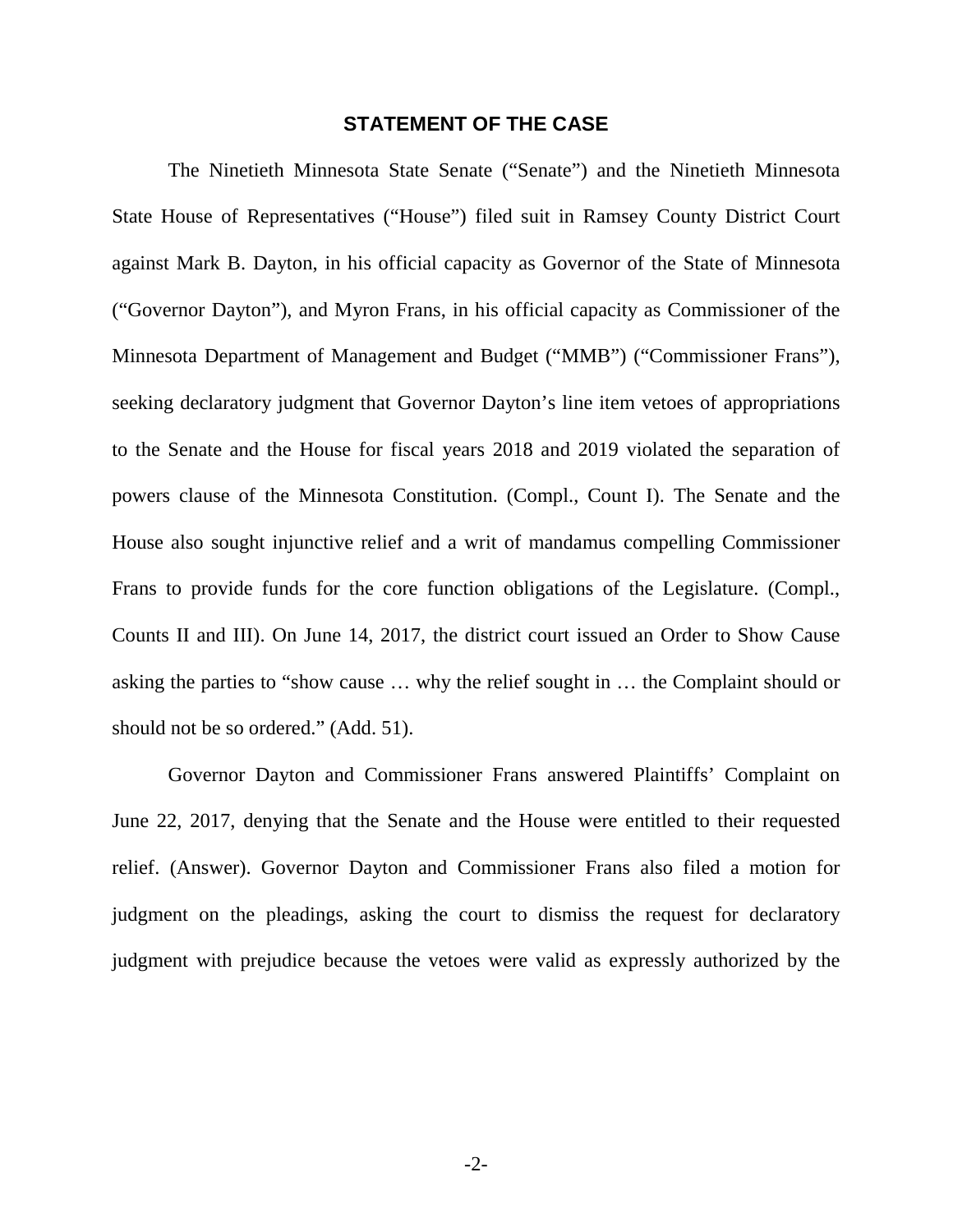## STATEMENT OF THE CASE

The Ninetieth Minnesota State Senate ("Senate") and the Ninetieth Minnesota State House of Representatives ("House") filed suit in Ramsey County District Court against Mark B. Dayton, in his official capacity as Governor of the State of Minnesota ("Governor Dayton"), and Myron Frans, in his official capacity as Commissioner of the Minnesota Department of Management and Budget ("MMB") ("Commissioner Frans"), seeking declaratory judgment that Governor Dayton's line item vetoes of appropriations to the Senate and the House for fiscal years 2018 and 2019 violated the separation of powers clause of the Minnesota Constitution. (Compl., Count I). The Senate and the House also sought injunctive relief and a writ of mandamus compelling Commissioner Frans to provide funds for the core function obligations of the Legislature. (Compl., Counts II and III). On June 14, 2017, the district court issued an Order to Show Cause asking the parties to "show cause … why the relief sought in … the Complaint should or should not be so ordered." (Add. 51).

Governor Dayton and Commissioner Frans answered Plaintiffs' Complaint on June 22, 2017, denying that the Senate and the House were entitled to their requested relief. (Answer). Governor Dayton and Commissioner Frans also filed a motion for judgment on the pleadings, asking the court to dismiss the request for declaratory judgment with prejudice because the vetoes were valid as expressly authorized by the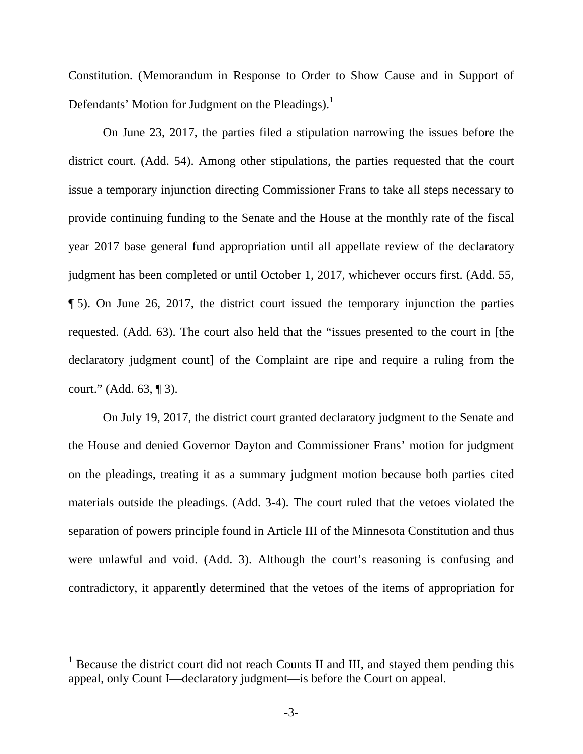Constitution. (Memorandum in Response to Order to Show Cause and in Support of Defendants' Motion for Judgment on the Pleadings).[1]

On June 23, 2017, the parties filed a stipulation narrowing the issues before the district court. (Add. 54). Among other stipulations, the parties requested that the court issue a temporary injunction directing Commissioner Frans to take all steps necessary to provide continuing funding to the Senate and the House at the monthly rate of the fiscal year 2017 base general fund appropriation until all appellate review of the declaratory judgment has been completed or until October 1, 2017, whichever occurs first. (Add. 55, ¶ 5). On June 26, 2017, the district court issued the temporary injunction the parties requested. (Add. 63). The court also held that the "issues presented to the court in [the declaratory judgment count] of the Complaint are ripe and require a ruling from the court." (Add. 63, ¶ 3).

On July 19, 2017, the district court granted declaratory judgment to the Senate and the House and denied Governor Dayton and Commissioner Frans' motion for judgment on the pleadings, treating it as a summary judgment motion because both parties cited materials outside the pleadings. (Add. 3-4). The court ruled that the vetoes violated the separation of powers principle found in Article III of the Minnesota Constitution and thus were unlawful and void. (Add. 3). Although the court's reasoning is confusing and contradictory, it apparently determined that the vetoes of the items of appropriation for

[1] Because the district court did not reach Counts II and III, and stayed them pending this appeal, only Count I—declaratory judgment—is before the Court on appeal.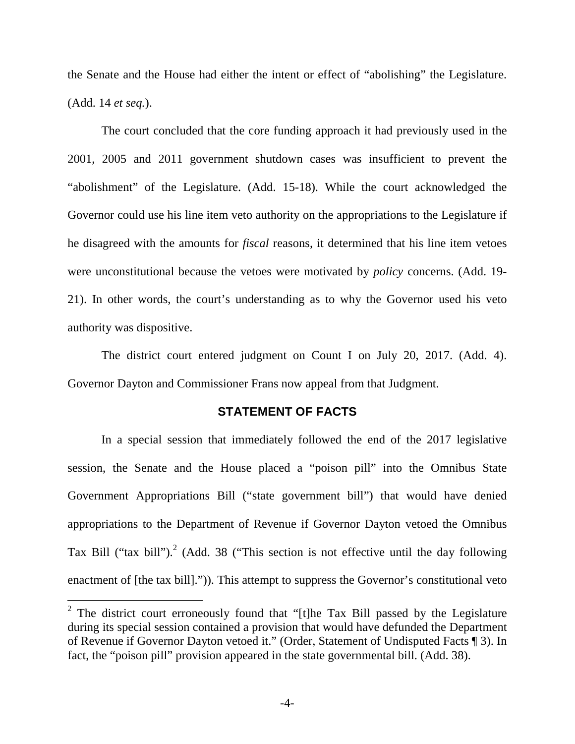the Senate and the House had either the intent or effect of "abolishing" the Legislature. (Add. 14 *et seq.*).

The court concluded that the core funding approach it had previously used in the 2001, 2005 and 2011 government shutdown cases was insufficient to prevent the "abolishment" of the Legislature. (Add. 15-18). While the court acknowledged the Governor could use his line item veto authority on the appropriations to the Legislature if he disagreed with the amounts for *fiscal* reasons, it determined that his line item vetoes were unconstitutional because the vetoes were motivated by *policy* concerns. (Add. 19-21). In other words, the court's understanding as to why the Governor used his veto authority was dispositive.

The district court entered judgment on Count I on July 20, 2017. (Add. 4). Governor Dayton and Commissioner Frans now appeal from that Judgment.

## STATEMENT OF FACTS

In a special session that immediately followed the end of the 2017 legislative session, the Senate and the House placed a "poison pill" into the Omnibus State Government Appropriations Bill ("state government bill") that would have denied appropriations to the Department of Revenue if Governor Dayton vetoed the Omnibus Tax Bill ("tax bill").[2] (Add. 38 ("This section is not effective until the day following enactment of [the tax bill].")). This attempt to suppress the Governor's constitutional veto

[2] The district court erroneously found that "[t]he Tax Bill passed by the Legislature during its special session contained a provision that would have defunded the Department of Revenue if Governor Dayton vetoed it." (Order, Statement of Undisputed Facts ¶ 3). In fact, the "poison pill" provision appeared in the state governmental bill. (Add. 38).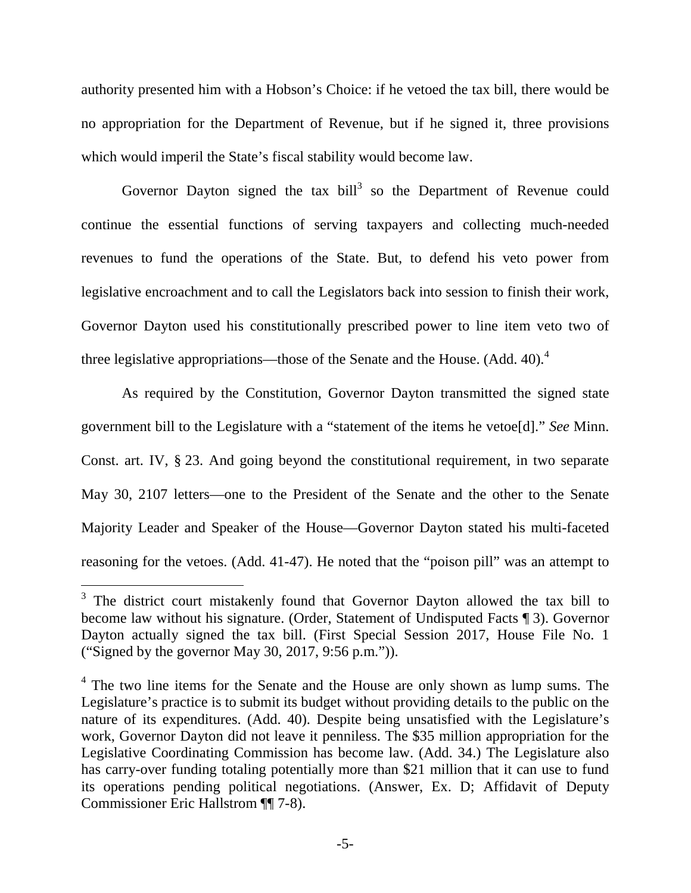authority presented him with a Hobson's Choice: if he vetoed the tax bill, there would be no appropriation for the Department of Revenue, but if he signed it, three provisions which would imperil the State's fiscal stability would become law.

Governor Dayton signed the tax bill[3] so the Department of Revenue could continue the essential functions of serving taxpayers and collecting much-needed revenues to fund the operations of the State. But, to defend his veto power from legislative encroachment and to call the Legislators back into session to finish their work, Governor Dayton used his constitutionally prescribed power to line item veto two of three legislative appropriations—those of the Senate and the House. (Add. 40).[4]

As required by the Constitution, Governor Dayton transmitted the signed state government bill to the Legislature with a "statement of the items he vetoe[d]." *See* Minn. Const. art. IV, § 23. And going beyond the constitutional requirement, in two separate May 30, 2107 letters—one to the President of the Senate and the other to the Senate Majority Leader and Speaker of the House—Governor Dayton stated his multi-faceted reasoning for the vetoes. (Add. 41-47). He noted that the "poison pill" was an attempt to

---

[3] The district court mistakenly found that Governor Dayton allowed the tax bill to become law without his signature. (Order, Statement of Undisputed Facts ¶ 3). Governor Dayton actually signed the tax bill. (First Special Session 2017, House File No. 1 ("Signed by the governor May 30, 2017, 9:56 p.m.")).

[4] The two line items for the Senate and the House are only shown as lump sums. The Legislature's practice is to submit its budget without providing details to the public on the nature of its expenditures. (Add. 40). Despite being unsatisfied with the Legislature's work, Governor Dayton did not leave it penniless. The \$35 million appropriation for the Legislative Coordinating Commission has become law. (Add. 34.) The Legislature also has carry-over funding totaling potentially more than \$21 million that it can use to fund its operations pending political negotiations. (Answer, Ex. D; Affidavit of Deputy Commissioner Eric Hallstrom ¶¶ 7-8).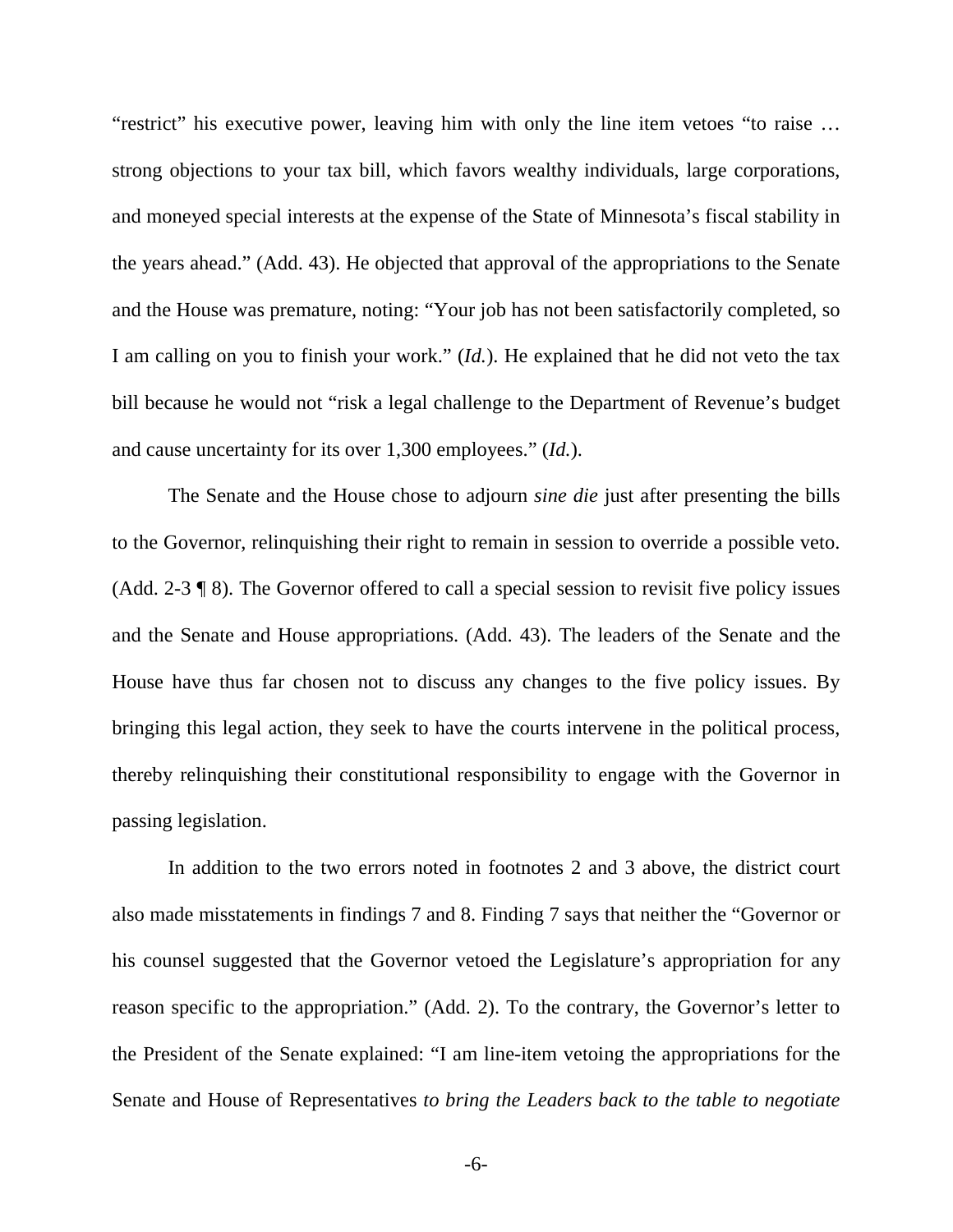"restrict" his executive power, leaving him with only the line item vetoes "to raise … strong objections to your tax bill, which favors wealthy individuals, large corporations, and moneyed special interests at the expense of the State of Minnesota's fiscal stability in the years ahead." (Add. 43). He objected that approval of the appropriations to the Senate and the House was premature, noting: "Your job has not been satisfactorily completed, so I am calling on you to finish your work." (*Id.*). He explained that he did not veto the tax bill because he would not "risk a legal challenge to the Department of Revenue's budget and cause uncertainty for its over 1,300 employees." (*Id.*).

The Senate and the House chose to adjourn *sine die* just after presenting the bills to the Governor, relinquishing their right to remain in session to override a possible veto. (Add. 2-3 ¶ 8). The Governor offered to call a special session to revisit five policy issues and the Senate and House appropriations. (Add. 43). The leaders of the Senate and the House have thus far chosen not to discuss any changes to the five policy issues. By bringing this legal action, they seek to have the courts intervene in the political process, thereby relinquishing their constitutional responsibility to engage with the Governor in passing legislation.

In addition to the two errors noted in footnotes 2 and 3 above, the district court also made misstatements in findings 7 and 8. Finding 7 says that neither the "Governor or his counsel suggested that the Governor vetoed the Legislature's appropriation for any reason specific to the appropriation." (Add. 2). To the contrary, the Governor's letter to the President of the Senate explained: "I am line-item vetoing the appropriations for the Senate and House of Representatives *to bring the Leaders back to the table to negotiate*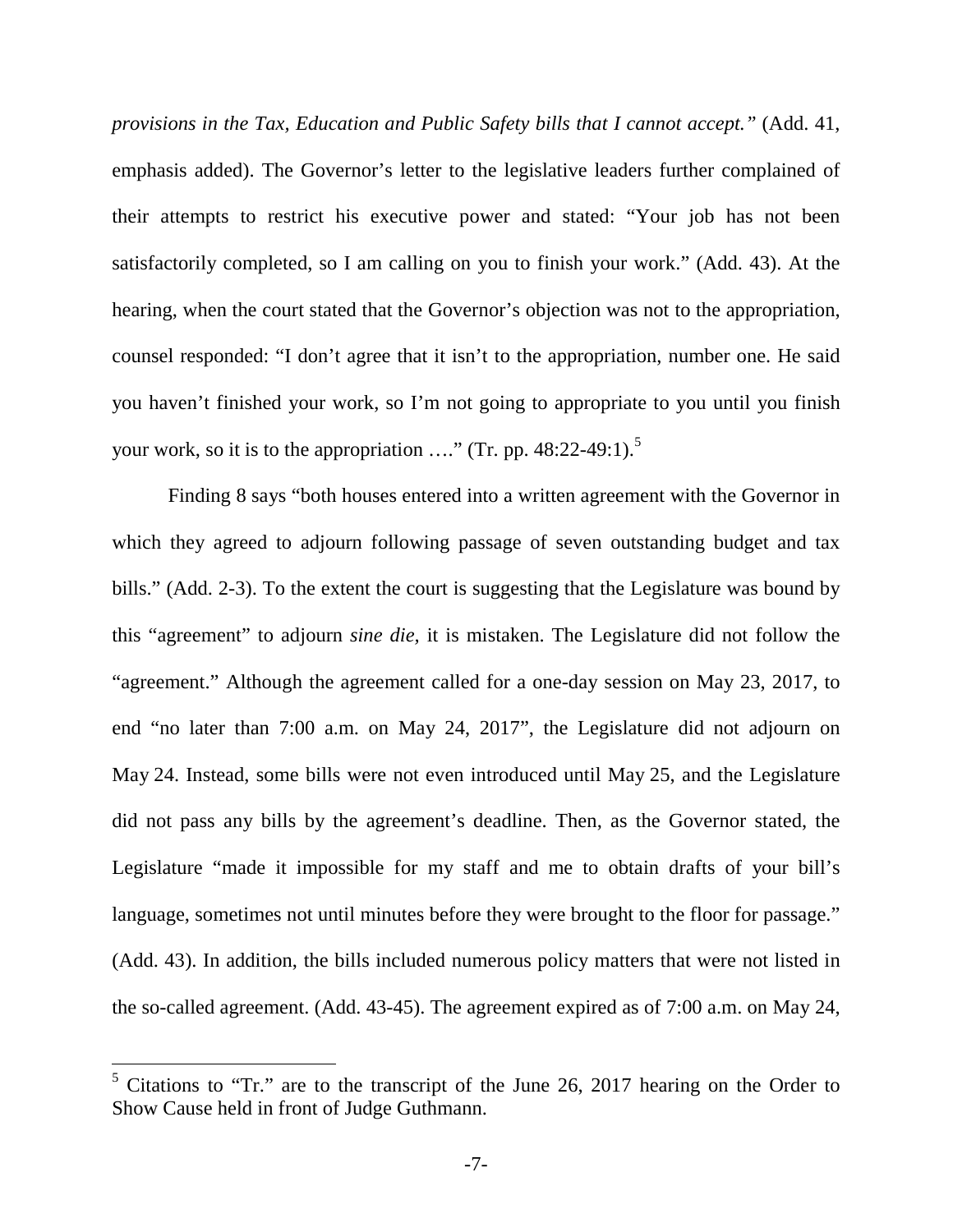*provisions in the Tax, Education and Public Safety bills that I cannot accept."* (Add. 41, emphasis added). The Governor's letter to the legislative leaders further complained of their attempts to restrict his executive power and stated: "Your job has not been satisfactorily completed, so I am calling on you to finish your work." (Add. 43). At the hearing, when the court stated that the Governor's objection was not to the appropriation, counsel responded: "I don't agree that it isn't to the appropriation, number one. He said you haven't finished your work, so I'm not going to appropriate to you until you finish your work, so it is to the appropriation …." (Tr. pp. 48:22-49:1).[5]

Finding 8 says "both houses entered into a written agreement with the Governor in which they agreed to adjourn following passage of seven outstanding budget and tax bills." (Add. 2-3). To the extent the court is suggesting that the Legislature was bound by this "agreement" to adjourn *sine die*, it is mistaken. The Legislature did not follow the "agreement." Although the agreement called for a one-day session on May 23, 2017, to end "no later than 7:00 a.m. on May 24, 2017", the Legislature did not adjourn on May 24. Instead, some bills were not even introduced until May 25, and the Legislature did not pass any bills by the agreement's deadline. Then, as the Governor stated, the Legislature "made it impossible for my staff and me to obtain drafts of your bill's language, sometimes not until minutes before they were brought to the floor for passage." (Add. 43). In addition, the bills included numerous policy matters that were not listed in the so-called agreement. (Add. 43-45). The agreement expired as of 7:00 a.m. on May 24,

[5] Citations to "Tr." are to the transcript of the June 26, 2017 hearing on the Order to Show Cause held in front of Judge Guthmann.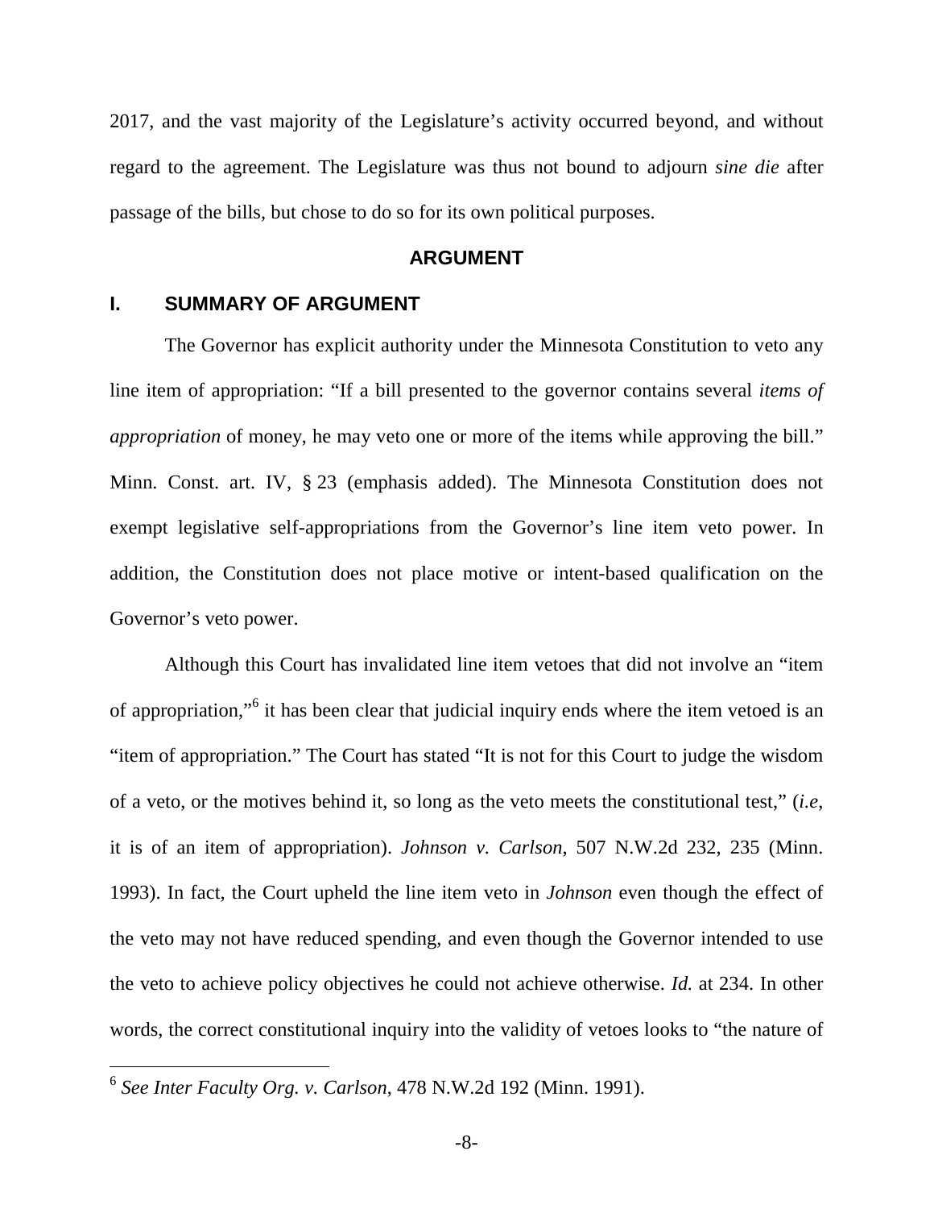2017, and the vast majority of the Legislature's activity occurred beyond, and without regard to the agreement. The Legislature was thus not bound to adjourn *sine die* after passage of the bills, but chose to do so for its own political purposes.

## ARGUMENT

### I. SUMMARY OF ARGUMENT

The Governor has explicit authority under the Minnesota Constitution to veto any line item of appropriation: "If a bill presented to the governor contains several *items of appropriation* of money, he may veto one or more of the items while approving the bill." Minn. Const. art. IV, § 23 (emphasis added). The Minnesota Constitution does not exempt legislative self-appropriations from the Governor's line item veto power. In addition, the Constitution does not place motive or intent-based qualification on the Governor's veto power.

Although this Court has invalidated line item vetoes that did not involve an "item of appropriation,"[6] it has been clear that judicial inquiry ends where the item vetoed is an "item of appropriation." The Court has stated "It is not for this Court to judge the wisdom of a veto, or the motives behind it, so long as the veto meets the constitutional test," (*i.e*, it is of an item of appropriation). *Johnson v. Carlson*, 507 N.W.2d 232, 235 (Minn. 1993). In fact, the Court upheld the line item veto in *Johnson* even though the effect of the veto may not have reduced spending, and even though the Governor intended to use the veto to achieve policy objectives he could not achieve otherwise. *Id.* at 234. In other words, the correct constitutional inquiry into the validity of vetoes looks to "the nature of

[6] *See Inter Faculty Org. v. Carlson*, 478 N.W.2d 192 (Minn. 1991).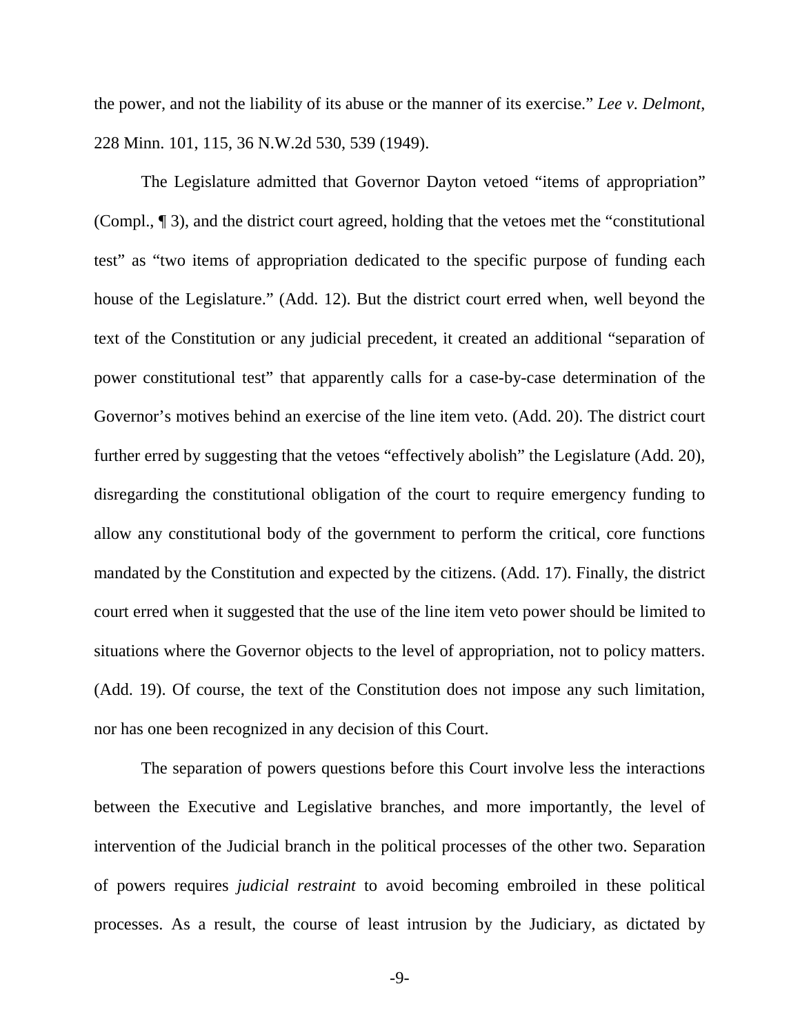the power, and not the liability of its abuse or the manner of its exercise." *Lee v. Delmont*, 228 Minn. 101, 115, 36 N.W.2d 530, 539 (1949).

The Legislature admitted that Governor Dayton vetoed "items of appropriation" (Compl., ¶ 3), and the district court agreed, holding that the vetoes met the "constitutional test" as "two items of appropriation dedicated to the specific purpose of funding each house of the Legislature." (Add. 12). But the district court erred when, well beyond the text of the Constitution or any judicial precedent, it created an additional "separation of power constitutional test" that apparently calls for a case-by-case determination of the Governor's motives behind an exercise of the line item veto. (Add. 20). The district court further erred by suggesting that the vetoes "effectively abolish" the Legislature (Add. 20), disregarding the constitutional obligation of the court to require emergency funding to allow any constitutional body of the government to perform the critical, core functions mandated by the Constitution and expected by the citizens. (Add. 17). Finally, the district court erred when it suggested that the use of the line item veto power should be limited to situations where the Governor objects to the level of appropriation, not to policy matters. (Add. 19). Of course, the text of the Constitution does not impose any such limitation, nor has one been recognized in any decision of this Court.

The separation of powers questions before this Court involve less the interactions between the Executive and Legislative branches, and more importantly, the level of intervention of the Judicial branch in the political processes of the other two. Separation of powers requires *judicial restraint* to avoid becoming embroiled in these political processes. As a result, the course of least intrusion by the Judiciary, as dictated by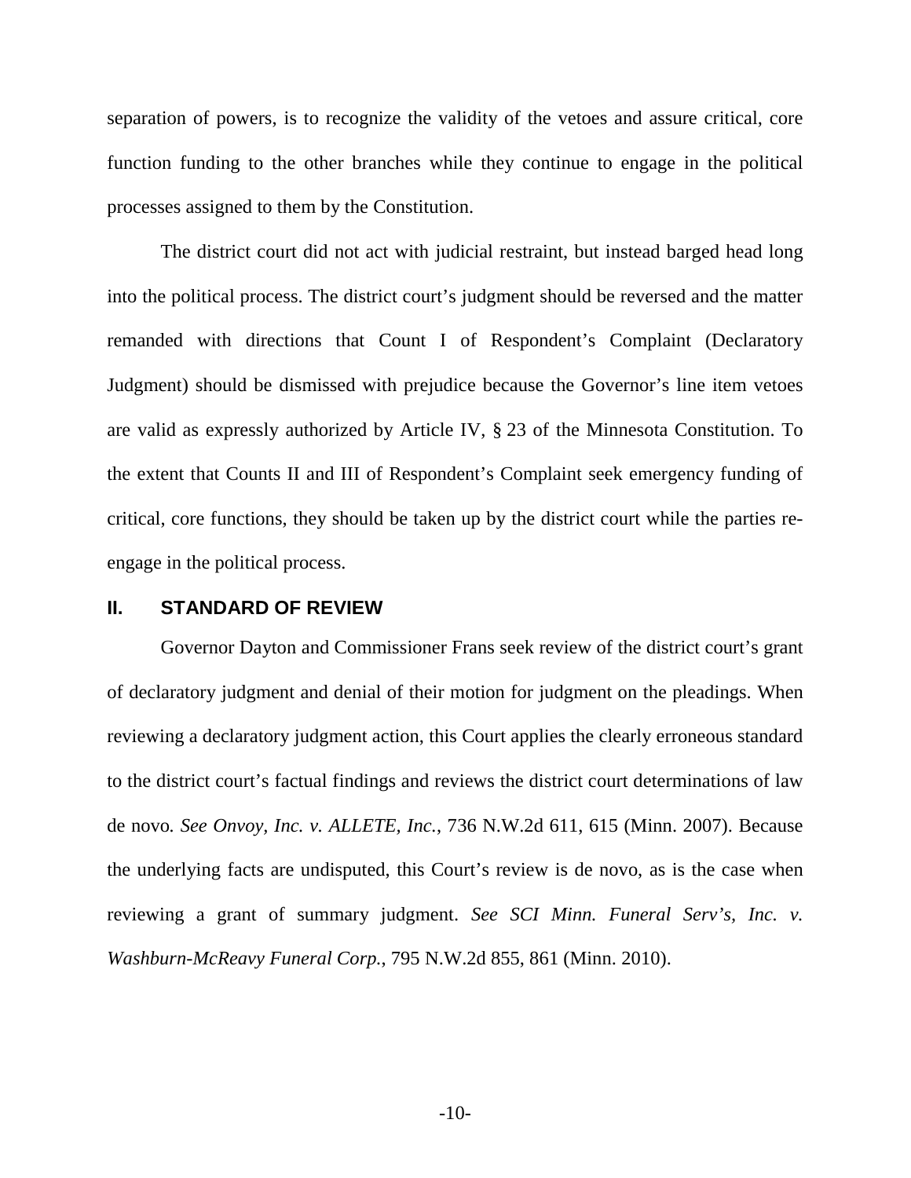separation of powers, is to recognize the validity of the vetoes and assure critical, core function funding to the other branches while they continue to engage in the political processes assigned to them by the Constitution.

The district court did not act with judicial restraint, but instead barged head long into the political process. The district court's judgment should be reversed and the matter remanded with directions that Count I of Respondent's Complaint (Declaratory Judgment) should be dismissed with prejudice because the Governor's line item vetoes are valid as expressly authorized by Article IV, § 23 of the Minnesota Constitution. To the extent that Counts II and III of Respondent's Complaint seek emergency funding of critical, core functions, they should be taken up by the district court while the parties re-engage in the political process.

## II. STANDARD OF REVIEW

Governor Dayton and Commissioner Frans seek review of the district court's grant of declaratory judgment and denial of their motion for judgment on the pleadings. When reviewing a declaratory judgment action, this Court applies the clearly erroneous standard to the district court's factual findings and reviews the district court determinations of law de novo. *See Onvoy, Inc. v. ALLETE, Inc.*, 736 N.W.2d 611, 615 (Minn. 2007). Because the underlying facts are undisputed, this Court's review is de novo, as is the case when reviewing a grant of summary judgment. *See SCI Minn. Funeral Serv's, Inc. v. Washburn-McReavy Funeral Corp.*, 795 N.W.2d 855, 861 (Minn. 2010).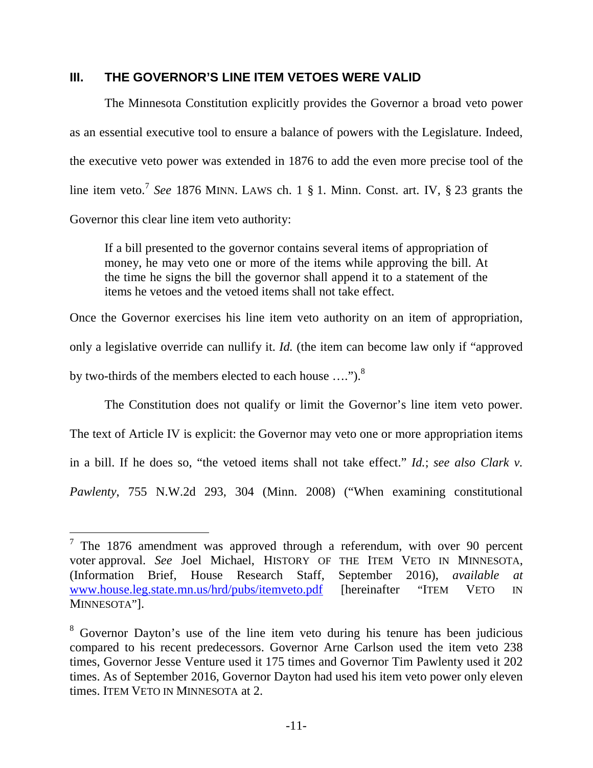## III. THE GOVERNOR'S LINE ITEM VETOES WERE VALID

The Minnesota Constitution explicitly provides the Governor a broad veto power as an essential executive tool to ensure a balance of powers with the Legislature. Indeed, the executive veto power was extended in 1876 to add the even more precise tool of the line item veto.[7] *See* 1876 MINN. LAWS ch. 1 § 1. Minn. Const. art. IV, § 23 grants the Governor this clear line item veto authority:

> If a bill presented to the governor contains several items of appropriation of money, he may veto one or more of the items while approving the bill. At the time he signs the bill the governor shall append it to a statement of the items he vetoes and the vetoed items shall not take effect.

Once the Governor exercises his line item veto authority on an item of appropriation, only a legislative override can nullify it. *Id.* (the item can become law only if "approved by two-thirds of the members elected to each house ….").[8]

The Constitution does not qualify or limit the Governor's line item veto power. The text of Article IV is explicit: the Governor may veto one or more appropriation items in a bill. If he does so, "the vetoed items shall not take effect." *Id.*; *see also Clark v. Pawlenty*, 755 N.W.2d 293, 304 (Minn. 2008) ("When examining constitutional

---

[7] The 1876 amendment was approved through a referendum, with over 90 percent voter approval. *See* Joel Michael, HISTORY OF THE ITEM VETO IN MINNESOTA, (Information Brief, House Research Staff, September 2016), *available at* www.house.leg.state.mn.us/hrd/pubs/itemveto.pdf [hereinafter "ITEM VETO IN MINNESOTA"].

[8] Governor Dayton's use of the line item veto during his tenure has been judicious compared to his recent predecessors. Governor Arne Carlson used the item veto 238 times, Governor Jesse Venture used it 175 times and Governor Tim Pawlenty used it 202 times. As of September 2016, Governor Dayton had used his item veto power only eleven times. ITEM VETO IN MINNESOTA at 2.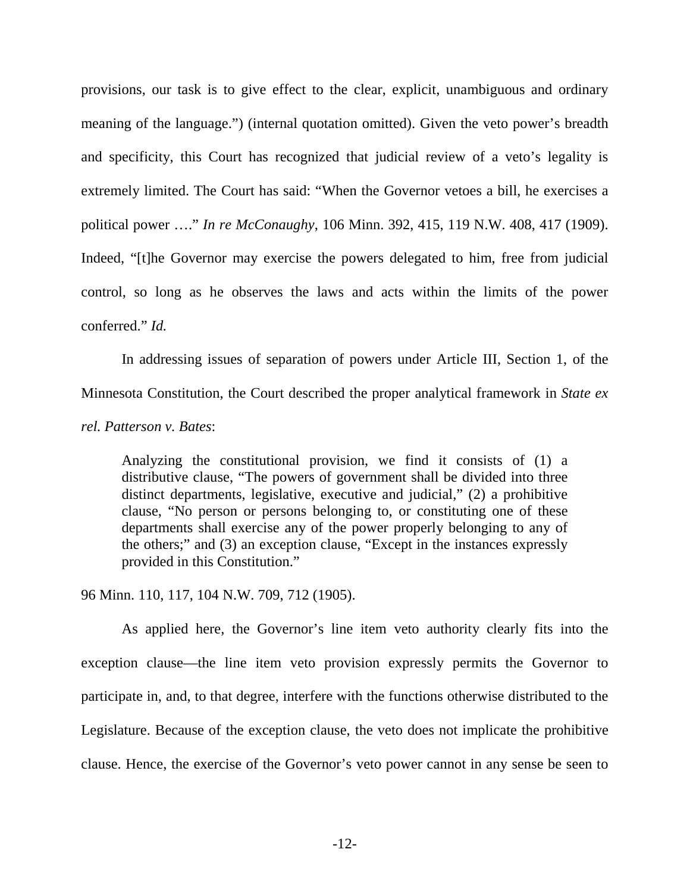provisions, our task is to give effect to the clear, explicit, unambiguous and ordinary meaning of the language.") (internal quotation omitted). Given the veto power's breadth and specificity, this Court has recognized that judicial review of a veto's legality is extremely limited. The Court has said: "When the Governor vetoes a bill, he exercises a political power …." *In re McConaughy*, 106 Minn. 392, 415, 119 N.W. 408, 417 (1909). Indeed, "[t]he Governor may exercise the powers delegated to him, free from judicial control, so long as he observes the laws and acts within the limits of the power conferred." *Id.*

In addressing issues of separation of powers under Article III, Section 1, of the Minnesota Constitution, the Court described the proper analytical framework in *State ex rel. Patterson v. Bates*:

> Analyzing the constitutional provision, we find it consists of (1) a distributive clause, "The powers of government shall be divided into three distinct departments, legislative, executive and judicial," (2) a prohibitive clause, "No person or persons belonging to, or constituting one of these departments shall exercise any of the power properly belonging to any of the others;" and (3) an exception clause, "Except in the instances expressly provided in this Constitution."

96 Minn. 110, 117, 104 N.W. 709, 712 (1905).

As applied here, the Governor's line item veto authority clearly fits into the exception clause—the line item veto provision expressly permits the Governor to participate in, and, to that degree, interfere with the functions otherwise distributed to the Legislature. Because of the exception clause, the veto does not implicate the prohibitive clause. Hence, the exercise of the Governor's veto power cannot in any sense be seen to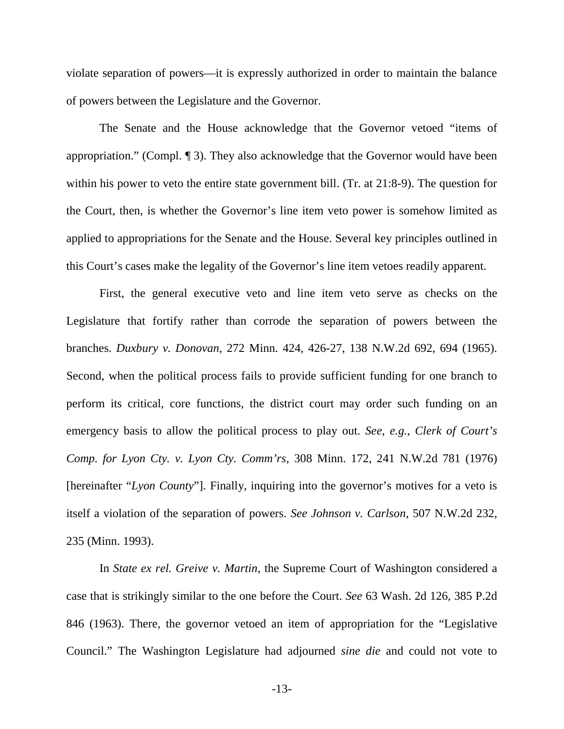violate separation of powers—it is expressly authorized in order to maintain the balance of powers between the Legislature and the Governor.

The Senate and the House acknowledge that the Governor vetoed "items of appropriation." (Compl. ¶ 3). They also acknowledge that the Governor would have been within his power to veto the entire state government bill. (Tr. at 21:8-9). The question for the Court, then, is whether the Governor's line item veto power is somehow limited as applied to appropriations for the Senate and the House. Several key principles outlined in this Court's cases make the legality of the Governor's line item vetoes readily apparent.

First, the general executive veto and line item veto serve as checks on the Legislature that fortify rather than corrode the separation of powers between the branches. *Duxbury v. Donovan*, 272 Minn. 424, 426-27, 138 N.W.2d 692, 694 (1965). Second, when the political process fails to provide sufficient funding for one branch to perform its critical, core functions, the district court may order such funding on an emergency basis to allow the political process to play out. *See, e.g.*, *Clerk of Court's Comp. for Lyon Cty. v. Lyon Cty. Comm'rs*, 308 Minn. 172, 241 N.W.2d 781 (1976) [hereinafter "*Lyon County*"]. Finally, inquiring into the governor's motives for a veto is itself a violation of the separation of powers. *See Johnson v. Carlson*, 507 N.W.2d 232, 235 (Minn. 1993).

In *State ex rel. Greive v. Martin*, the Supreme Court of Washington considered a case that is strikingly similar to the one before the Court. *See* 63 Wash. 2d 126, 385 P.2d 846 (1963). There, the governor vetoed an item of appropriation for the "Legislative Council." The Washington Legislature had adjourned *sine die* and could not vote to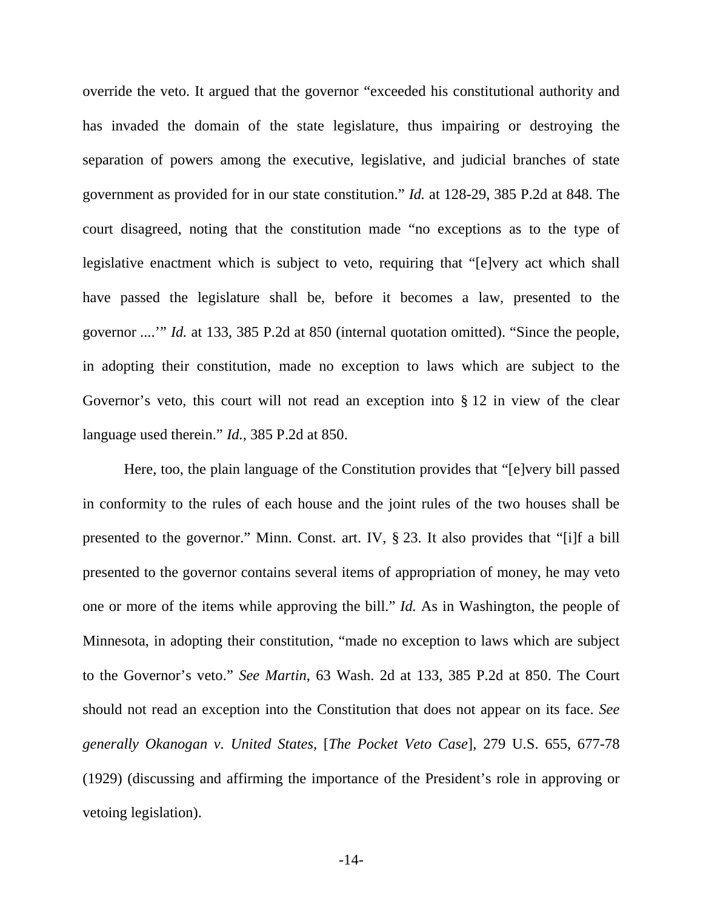override the veto. It argued that the governor "exceeded his constitutional authority and has invaded the domain of the state legislature, thus impairing or destroying the separation of powers among the executive, legislative, and judicial branches of state government as provided for in our state constitution." *Id.* at 128-29, 385 P.2d at 848. The court disagreed, noting that the constitution made "no exceptions as to the type of legislative enactment which is subject to veto, requiring that "[e]very act which shall have passed the legislature shall be, before it becomes a law, presented to the governor ....'" *Id.* at 133, 385 P.2d at 850 (internal quotation omitted). "Since the people, in adopting their constitution, made no exception to laws which are subject to the Governor's veto, this court will not read an exception into § 12 in view of the clear language used therein." *Id.*, 385 P.2d at 850.

Here, too, the plain language of the Constitution provides that "[e]very bill passed in conformity to the rules of each house and the joint rules of the two houses shall be presented to the governor." Minn. Const. art. IV, § 23. It also provides that "[i]f a bill presented to the governor contains several items of appropriation of money, he may veto one or more of the items while approving the bill." *Id.* As in Washington, the people of Minnesota, in adopting their constitution, "made no exception to laws which are subject to the Governor's veto." *See Martin*, 63 Wash. 2d at 133, 385 P.2d at 850. The Court should not read an exception into the Constitution that does not appear on its face. *See generally Okanogan v. United States*, [*The Pocket Veto Case*], 279 U.S. 655, 677-78 (1929) (discussing and affirming the importance of the President's role in approving or vetoing legislation).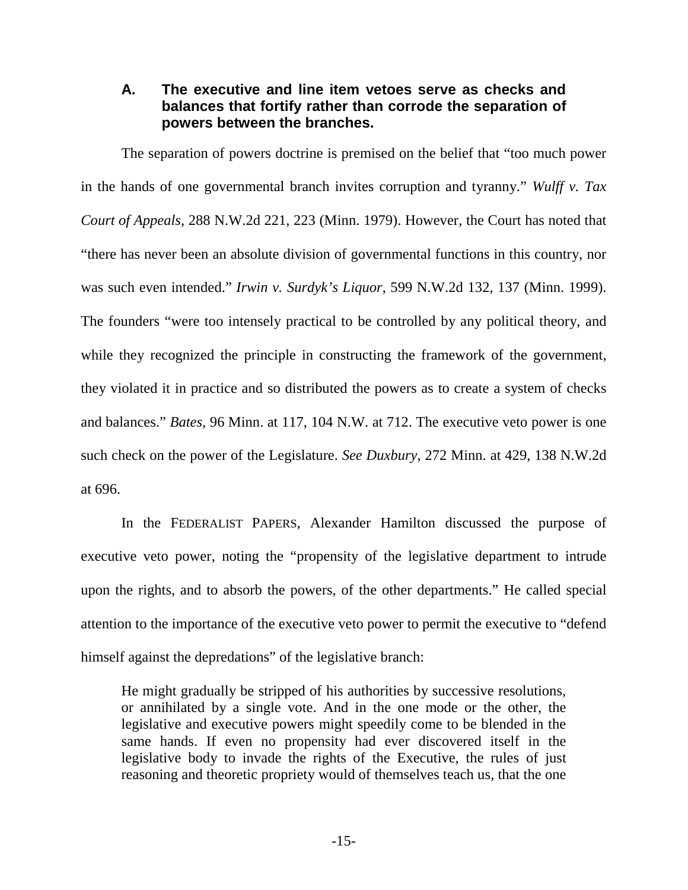### A. The executive and line item vetoes serve as checks and balances that fortify rather than corrode the separation of powers between the branches.

The separation of powers doctrine is premised on the belief that "too much power in the hands of one governmental branch invites corruption and tyranny." *Wulff v. Tax Court of Appeals*, 288 N.W.2d 221, 223 (Minn. 1979). However, the Court has noted that "there has never been an absolute division of governmental functions in this country, nor was such even intended." *Irwin v. Surdyk's Liquor*, 599 N.W.2d 132, 137 (Minn. 1999). The founders "were too intensely practical to be controlled by any political theory, and while they recognized the principle in constructing the framework of the government, they violated it in practice and so distributed the powers as to create a system of checks and balances." *Bates*, 96 Minn. at 117, 104 N.W. at 712. The executive veto power is one such check on the power of the Legislature. *See Duxbury*, 272 Minn. at 429, 138 N.W.2d at 696.

In the FEDERALIST PAPERS, Alexander Hamilton discussed the purpose of executive veto power, noting the "propensity of the legislative department to intrude upon the rights, and to absorb the powers, of the other departments." He called special attention to the importance of the executive veto power to permit the executive to "defend himself against the depredations" of the legislative branch:

> He might gradually be stripped of his authorities by successive resolutions, or annihilated by a single vote. And in the one mode or the other, the legislative and executive powers might speedily come to be blended in the same hands. If even no propensity had ever discovered itself in the legislative body to invade the rights of the Executive, the rules of just reasoning and theoretic propriety would of themselves teach us, that the one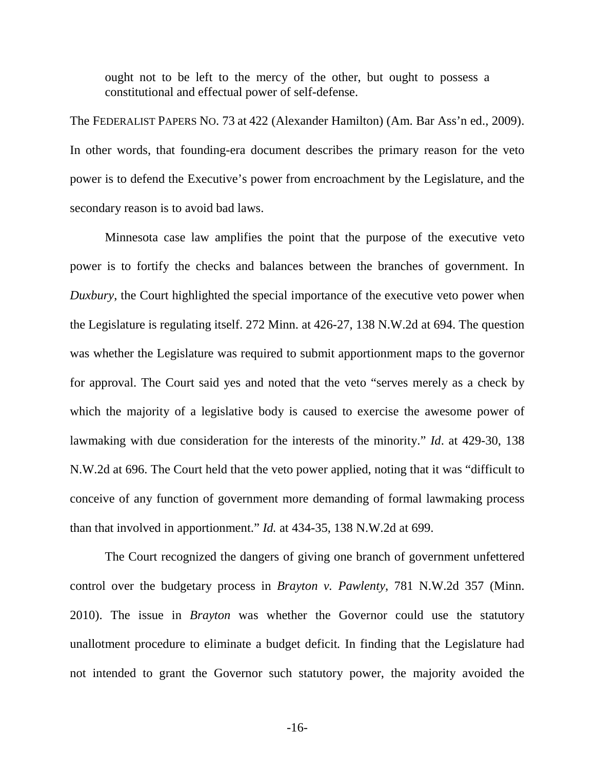> ought not to be left to the mercy of the other, but ought to possess a constitutional and effectual power of self-defense.

The FEDERALIST PAPERS NO. 73 at 422 (Alexander Hamilton) (Am. Bar Ass'n ed., 2009). In other words, that founding-era document describes the primary reason for the veto power is to defend the Executive's power from encroachment by the Legislature, and the secondary reason is to avoid bad laws.

Minnesota case law amplifies the point that the purpose of the executive veto power is to fortify the checks and balances between the branches of government. In *Duxbury*, the Court highlighted the special importance of the executive veto power when the Legislature is regulating itself. 272 Minn. at 426-27, 138 N.W.2d at 694. The question was whether the Legislature was required to submit apportionment maps to the governor for approval. The Court said yes and noted that the veto "serves merely as a check by which the majority of a legislative body is caused to exercise the awesome power of lawmaking with due consideration for the interests of the minority." *Id*. at 429-30, 138 N.W.2d at 696. The Court held that the veto power applied, noting that it was "difficult to conceive of any function of government more demanding of formal lawmaking process than that involved in apportionment." *Id.* at 434-35, 138 N.W.2d at 699.

The Court recognized the dangers of giving one branch of government unfettered control over the budgetary process in *Brayton v. Pawlenty*, 781 N.W.2d 357 (Minn. 2010). The issue in *Brayton* was whether the Governor could use the statutory unallotment procedure to eliminate a budget deficit. In finding that the Legislature had not intended to grant the Governor such statutory power, the majority avoided the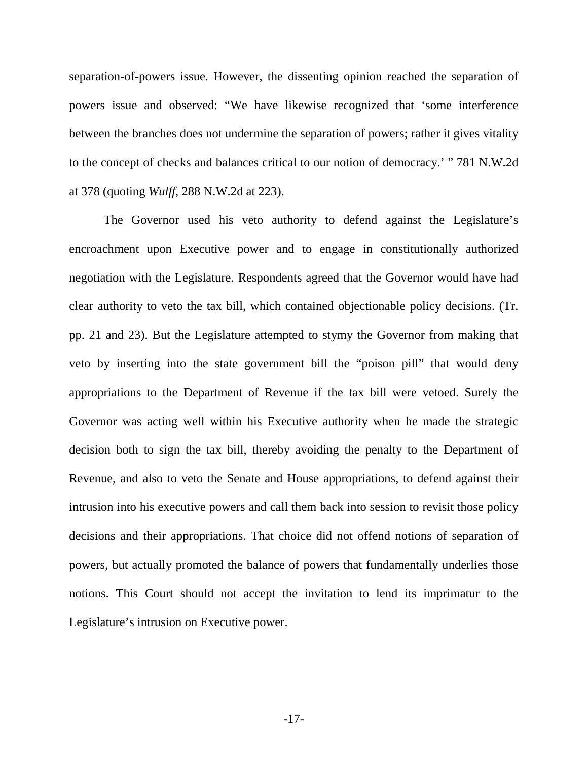separation-of-powers issue. However, the dissenting opinion reached the separation of powers issue and observed: "We have likewise recognized that 'some interference between the branches does not undermine the separation of powers; rather it gives vitality to the concept of checks and balances critical to our notion of democracy.' " 781 N.W.2d at 378 (quoting *Wulff*, 288 N.W.2d at 223).

The Governor used his veto authority to defend against the Legislature's encroachment upon Executive power and to engage in constitutionally authorized negotiation with the Legislature. Respondents agreed that the Governor would have had clear authority to veto the tax bill, which contained objectionable policy decisions. (Tr. pp. 21 and 23). But the Legislature attempted to stymy the Governor from making that veto by inserting into the state government bill the "poison pill" that would deny appropriations to the Department of Revenue if the tax bill were vetoed. Surely the Governor was acting well within his Executive authority when he made the strategic decision both to sign the tax bill, thereby avoiding the penalty to the Department of Revenue, and also to veto the Senate and House appropriations, to defend against their intrusion into his executive powers and call them back into session to revisit those policy decisions and their appropriations. That choice did not offend notions of separation of powers, but actually promoted the balance of powers that fundamentally underlies those notions. This Court should not accept the invitation to lend its imprimatur to the Legislature's intrusion on Executive power.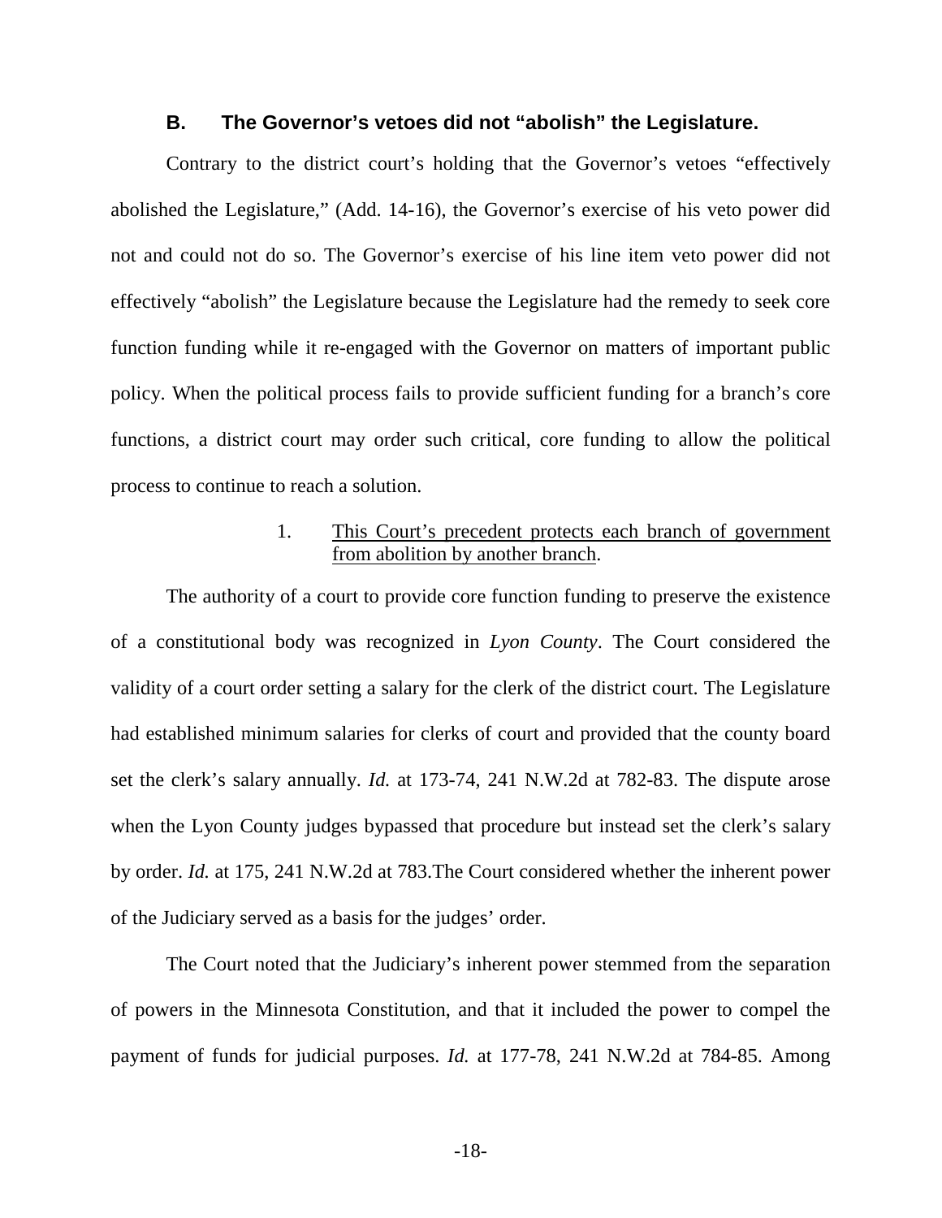### B. The Governor's vetoes did not "abolish" the Legislature.

Contrary to the district court's holding that the Governor's vetoes "effectively abolished the Legislature," (Add. 14-16), the Governor's exercise of his veto power did not and could not do so. The Governor's exercise of his line item veto power did not effectively "abolish" the Legislature because the Legislature had the remedy to seek core function funding while it re-engaged with the Governor on matters of important public policy. When the political process fails to provide sufficient funding for a branch's core functions, a district court may order such critical, core funding to allow the political process to continue to reach a solution.

#### 1. This Court's precedent protects each branch of government from abolition by another branch.

The authority of a court to provide core function funding to preserve the existence of a constitutional body was recognized in *Lyon County*. The Court considered the validity of a court order setting a salary for the clerk of the district court. The Legislature had established minimum salaries for clerks of court and provided that the county board set the clerk's salary annually. *Id.* at 173-74, 241 N.W.2d at 782-83. The dispute arose when the Lyon County judges bypassed that procedure but instead set the clerk's salary by order. *Id.* at 175, 241 N.W.2d at 783.The Court considered whether the inherent power of the Judiciary served as a basis for the judges' order.

The Court noted that the Judiciary's inherent power stemmed from the separation of powers in the Minnesota Constitution, and that it included the power to compel the payment of funds for judicial purposes. *Id.* at 177-78, 241 N.W.2d at 784-85. Among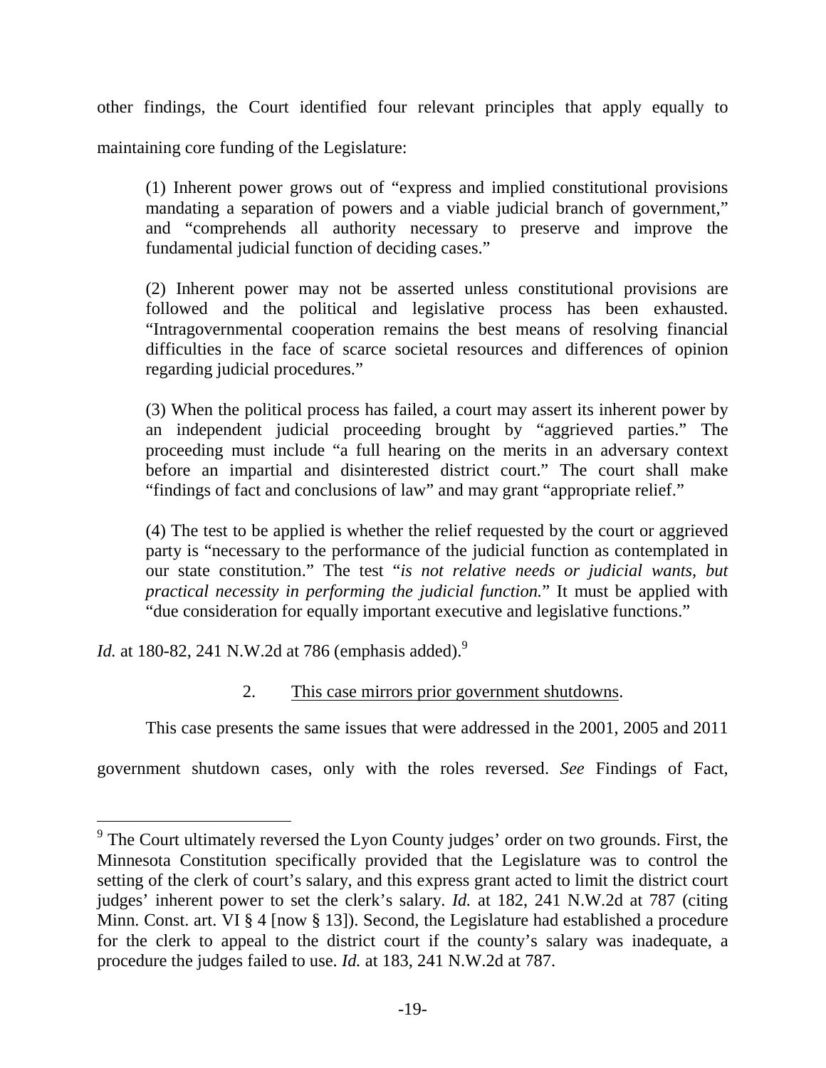other findings, the Court identified four relevant principles that apply equally to maintaining core funding of the Legislature:

> (1) Inherent power grows out of "express and implied constitutional provisions mandating a separation of powers and a viable judicial branch of government," and "comprehends all authority necessary to preserve and improve the fundamental judicial function of deciding cases."
>
> (2) Inherent power may not be asserted unless constitutional provisions are followed and the political and legislative process has been exhausted. "Intragovernmental cooperation remains the best means of resolving financial difficulties in the face of scarce societal resources and differences of opinion regarding judicial procedures."
>
> (3) When the political process has failed, a court may assert its inherent power by an independent judicial proceeding brought by "aggrieved parties." The proceeding must include "a full hearing on the merits in an adversary context before an impartial and disinterested district court." The court shall make "findings of fact and conclusions of law" and may grant "appropriate relief."
>
> (4) The test to be applied is whether the relief requested by the court or aggrieved party is "necessary to the performance of the judicial function as contemplated in our state constitution." The test "*is not relative needs or judicial wants, but practical necessity in performing the judicial function.*" It must be applied with "due consideration for equally important executive and legislative functions."

*Id.* at 180-82, 241 N.W.2d at 786 (emphasis added).[9]

2. <u>This case mirrors prior government shutdowns</u>.

This case presents the same issues that were addressed in the 2001, 2005 and 2011 government shutdown cases, only with the roles reversed. *See* Findings of Fact,

---

[9] The Court ultimately reversed the Lyon County judges' order on two grounds. First, the Minnesota Constitution specifically provided that the Legislature was to control the setting of the clerk of court's salary, and this express grant acted to limit the district court judges' inherent power to set the clerk's salary. *Id.* at 182, 241 N.W.2d at 787 (citing Minn. Const. art. VI § 4 [now § 13]). Second, the Legislature had established a procedure for the clerk to appeal to the district court if the county's salary was inadequate, a procedure the judges failed to use. *Id.* at 183, 241 N.W.2d at 787.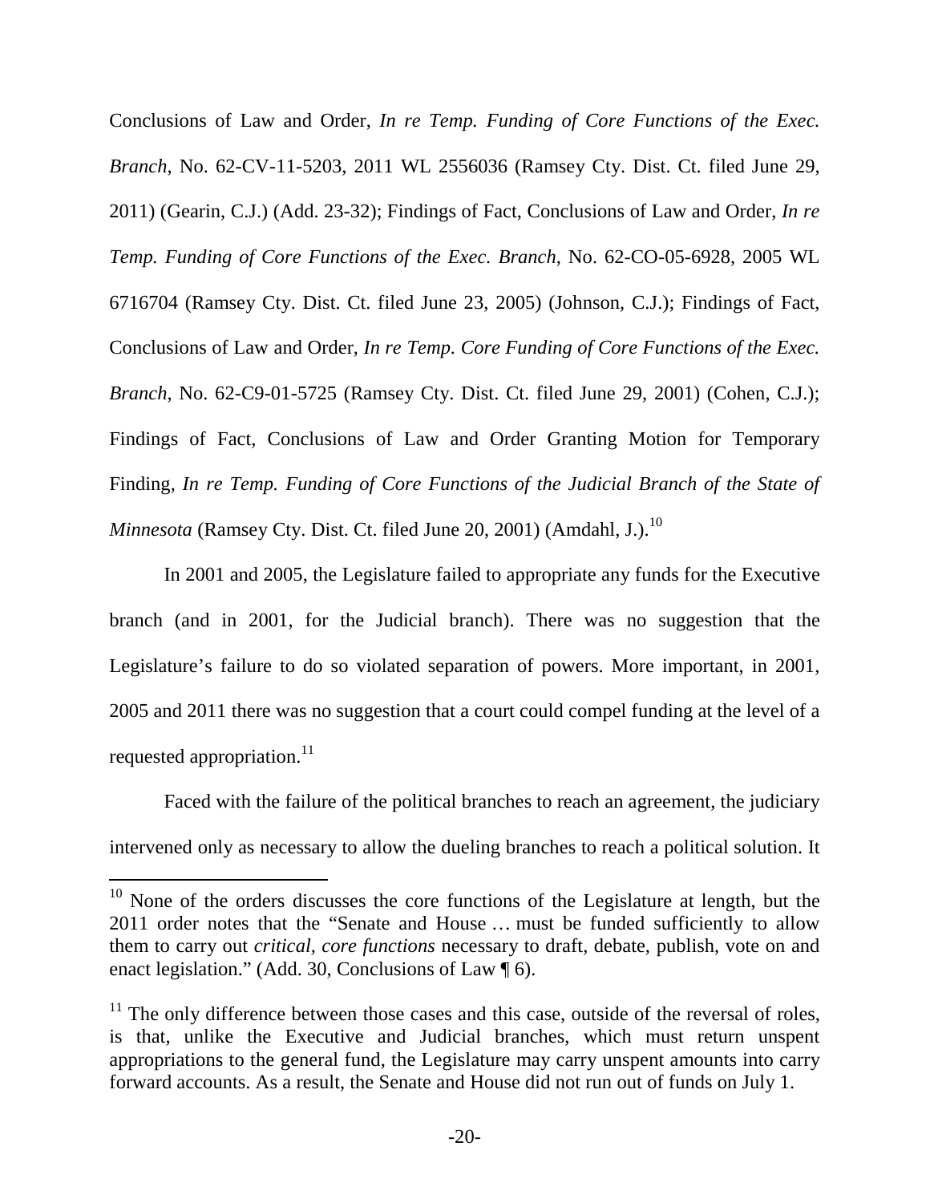Conclusions of Law and Order, *In re Temp. Funding of Core Functions of the Exec. Branch*, No. 62-CV-11-5203, 2011 WL 2556036 (Ramsey Cty. Dist. Ct. filed June 29, 2011) (Gearin, C.J.) (Add. 23-32); Findings of Fact, Conclusions of Law and Order, *In re Temp. Funding of Core Functions of the Exec. Branch*, No. 62-CO-05-6928, 2005 WL 6716704 (Ramsey Cty. Dist. Ct. filed June 23, 2005) (Johnson, C.J.); Findings of Fact, Conclusions of Law and Order, *In re Temp. Core Funding of Core Functions of the Exec. Branch*, No. 62-C9-01-5725 (Ramsey Cty. Dist. Ct. filed June 29, 2001) (Cohen, C.J.); Findings of Fact, Conclusions of Law and Order Granting Motion for Temporary Finding, *In re Temp. Funding of Core Functions of the Judicial Branch of the State of Minnesota* (Ramsey Cty. Dist. Ct. filed June 20, 2001) (Amdahl, J.).[10]

In 2001 and 2005, the Legislature failed to appropriate any funds for the Executive branch (and in 2001, for the Judicial branch). There was no suggestion that the Legislature's failure to do so violated separation of powers. More important, in 2001, 2005 and 2011 there was no suggestion that a court could compel funding at the level of a requested appropriation.[11]

Faced with the failure of the political branches to reach an agreement, the judiciary intervened only as necessary to allow the dueling branches to reach a political solution. It

---

[10] None of the orders discusses the core functions of the Legislature at length, but the 2011 order notes that the "Senate and House … must be funded sufficiently to allow them to carry out *critical, core functions* necessary to draft, debate, publish, vote on and enact legislation." (Add. 30, Conclusions of Law ¶ 6).

[11] The only difference between those cases and this case, outside of the reversal of roles, is that, unlike the Executive and Judicial branches, which must return unspent appropriations to the general fund, the Legislature may carry unspent amounts into carry forward accounts. As a result, the Senate and House did not run out of funds on July 1.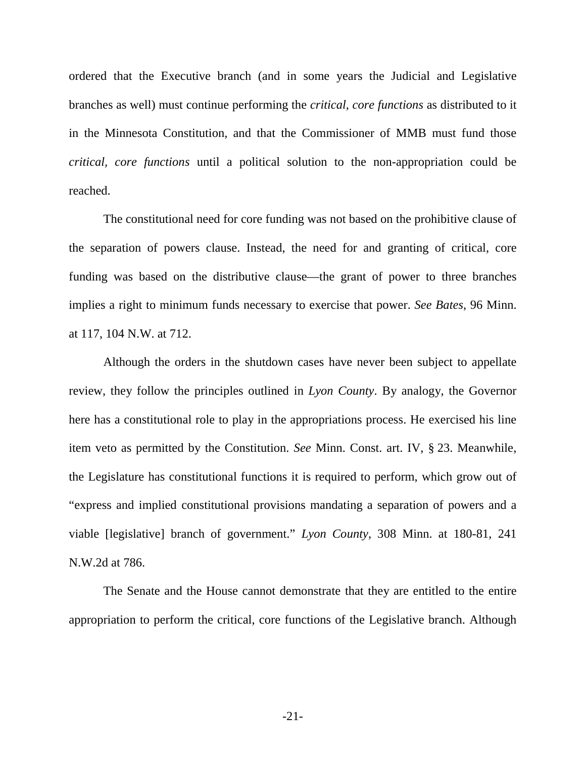ordered that the Executive branch (and in some years the Judicial and Legislative branches as well) must continue performing the *critical, core functions* as distributed to it in the Minnesota Constitution, and that the Commissioner of MMB must fund those *critical, core functions* until a political solution to the non-appropriation could be reached.

The constitutional need for core funding was not based on the prohibitive clause of the separation of powers clause. Instead, the need for and granting of critical, core funding was based on the distributive clause—the grant of power to three branches implies a right to minimum funds necessary to exercise that power. *See Bates*, 96 Minn. at 117, 104 N.W. at 712.

Although the orders in the shutdown cases have never been subject to appellate review, they follow the principles outlined in *Lyon County*. By analogy, the Governor here has a constitutional role to play in the appropriations process. He exercised his line item veto as permitted by the Constitution. *See* Minn. Const. art. IV, § 23. Meanwhile, the Legislature has constitutional functions it is required to perform, which grow out of "express and implied constitutional provisions mandating a separation of powers and a viable [legislative] branch of government." *Lyon County*, 308 Minn. at 180-81, 241 N.W.2d at 786.

The Senate and the House cannot demonstrate that they are entitled to the entire appropriation to perform the critical, core functions of the Legislative branch. Although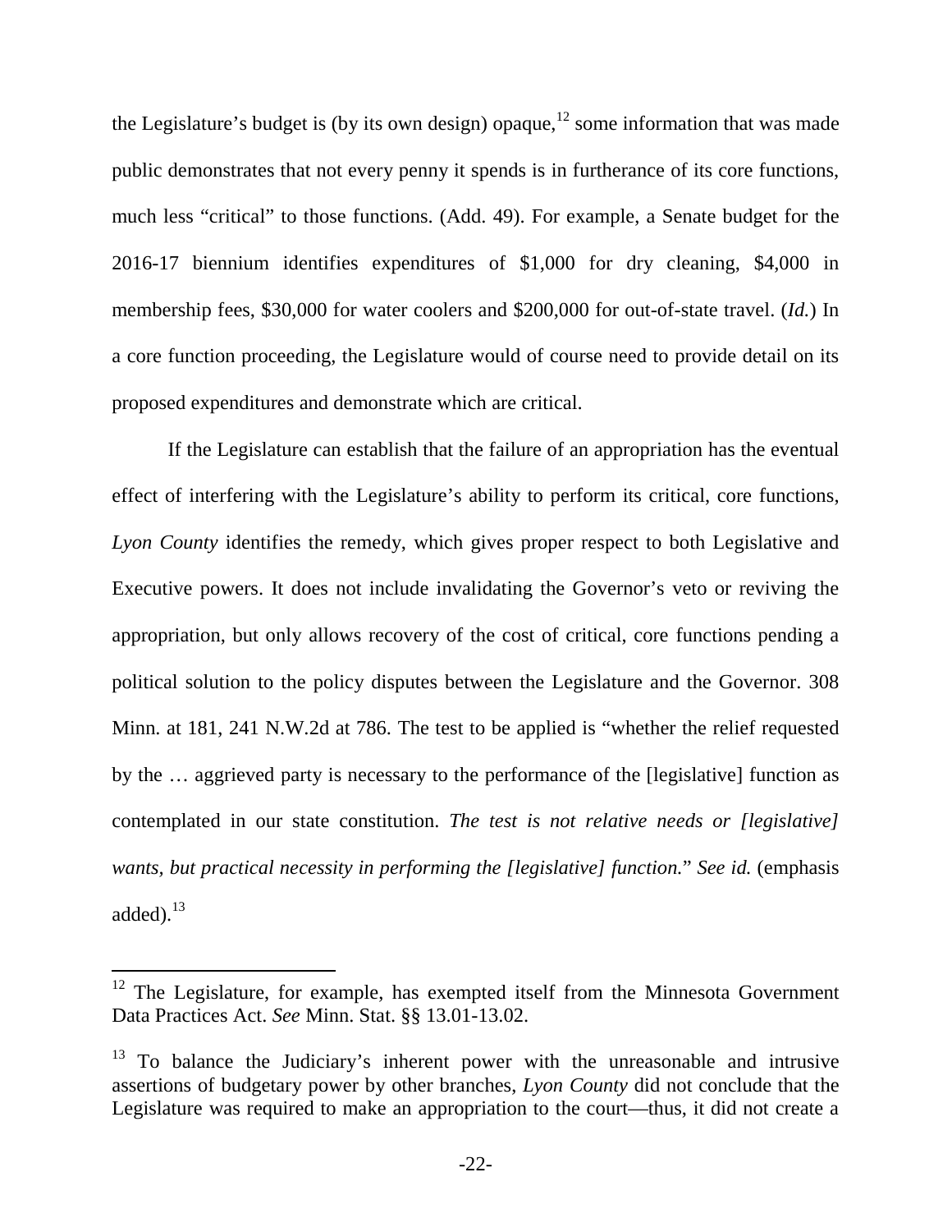the Legislature's budget is (by its own design) opaque,[12] some information that was made public demonstrates that not every penny it spends is in furtherance of its core functions, much less "critical" to those functions. (Add. 49). For example, a Senate budget for the 2016-17 biennium identifies expenditures of $1,000 for dry cleaning, $4,000 in membership fees, $30,000 for water coolers and $200,000 for out-of-state travel. (*Id.*) In a core function proceeding, the Legislature would of course need to provide detail on its proposed expenditures and demonstrate which are critical.

If the Legislature can establish that the failure of an appropriation has the eventual effect of interfering with the Legislature's ability to perform its critical, core functions, *Lyon County* identifies the remedy, which gives proper respect to both Legislative and Executive powers. It does not include invalidating the Governor's veto or reviving the appropriation, but only allows recovery of the cost of critical, core functions pending a political solution to the policy disputes between the Legislature and the Governor. 308 Minn. at 181, 241 N.W.2d at 786. The test to be applied is "whether the relief requested by the … aggrieved party is necessary to the performance of the [legislative] function as contemplated in our state constitution. *The test is not relative needs or [legislative] wants, but practical necessity in performing the [legislative] function.*" *See id.* (emphasis added).[13]

---

[12] The Legislature, for example, has exempted itself from the Minnesota Government Data Practices Act. *See* Minn. Stat. §§ 13.01-13.02.

[13] To balance the Judiciary's inherent power with the unreasonable and intrusive assertions of budgetary power by other branches, *Lyon County* did not conclude that the Legislature was required to make an appropriation to the court—thus, it did not create a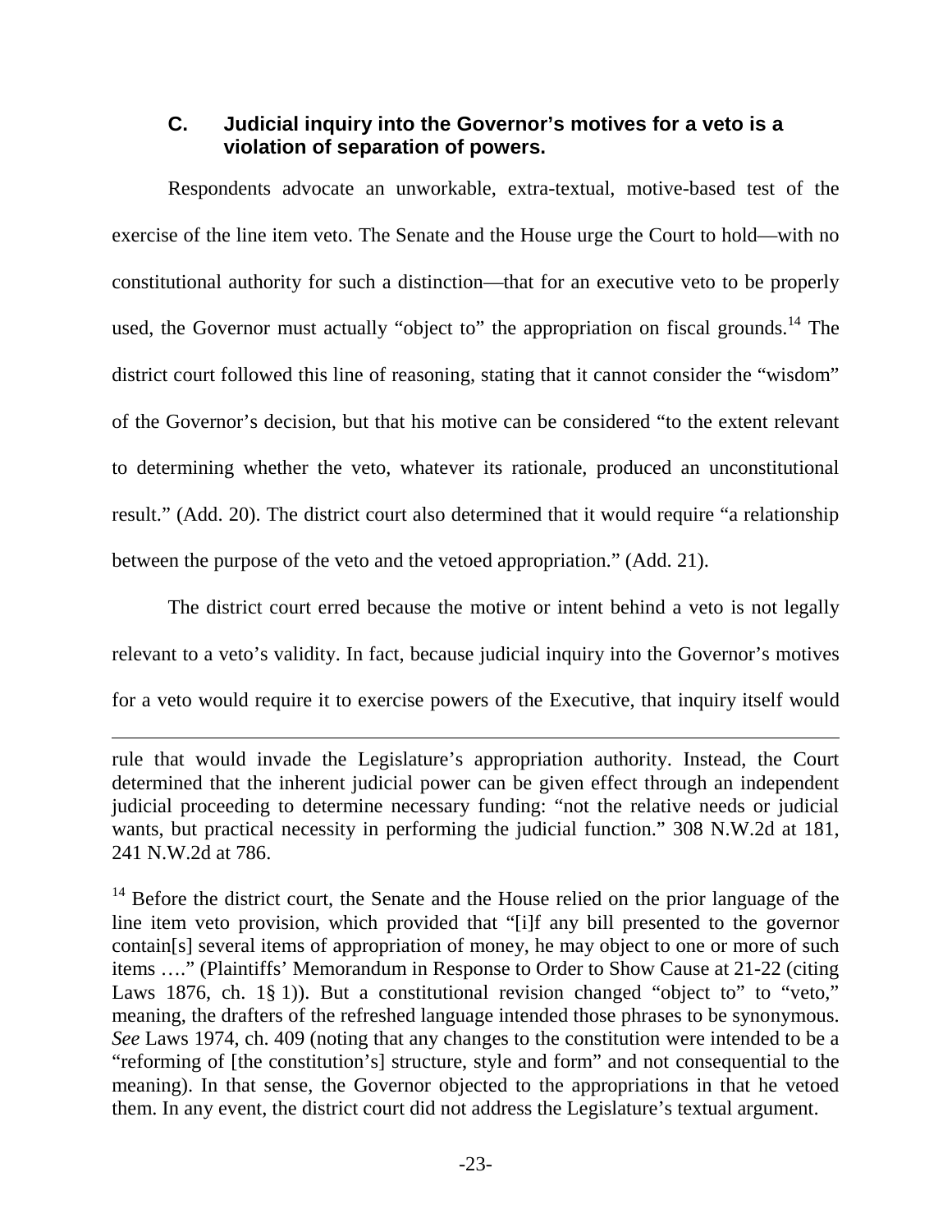### C. Judicial inquiry into the Governor's motives for a veto is a violation of separation of powers.

Respondents advocate an unworkable, extra-textual, motive-based test of the exercise of the line item veto. The Senate and the House urge the Court to hold—with no constitutional authority for such a distinction—that for an executive veto to be properly used, the Governor must actually "object to" the appropriation on fiscal grounds.[14] The district court followed this line of reasoning, stating that it cannot consider the "wisdom" of the Governor's decision, but that his motive can be considered "to the extent relevant to determining whether the veto, whatever its rationale, produced an unconstitutional result." (Add. 20). The district court also determined that it would require "a relationship between the purpose of the veto and the vetoed appropriation." (Add. 21).

The district court erred because the motive or intent behind a veto is not legally relevant to a veto's validity. In fact, because judicial inquiry into the Governor's motives for a veto would require it to exercise powers of the Executive, that inquiry itself would

---

rule that would invade the Legislature's appropriation authority. Instead, the Court determined that the inherent judicial power can be given effect through an independent judicial proceeding to determine necessary funding: "not the relative needs or judicial wants, but practical necessity in performing the judicial function." 308 N.W.2d at 181, 241 N.W.2d at 786.

[14] Before the district court, the Senate and the House relied on the prior language of the line item veto provision, which provided that "[i]f any bill presented to the governor contain[s] several items of appropriation of money, he may object to one or more of such items …." (Plaintiffs' Memorandum in Response to Order to Show Cause at 21-22 (citing Laws 1876, ch. 1§ 1)). But a constitutional revision changed "object to" to "veto," meaning, the drafters of the refreshed language intended those phrases to be synonymous. *See* Laws 1974, ch. 409 (noting that any changes to the constitution were intended to be a "reforming of [the constitution's] structure, style and form" and not consequential to the meaning). In that sense, the Governor objected to the appropriations in that he vetoed them. In any event, the district court did not address the Legislature's textual argument.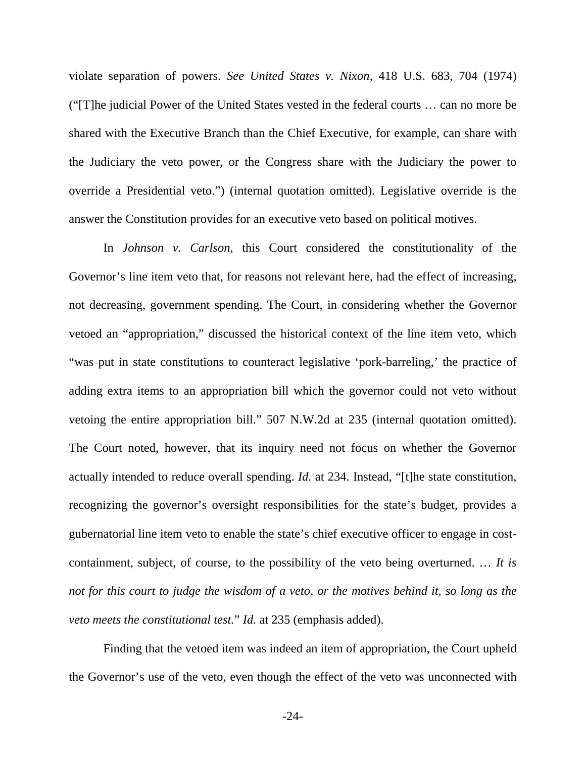violate separation of powers. *See United States v. Nixon*, 418 U.S. 683, 704 (1974) ("[T]he judicial Power of the United States vested in the federal courts … can no more be shared with the Executive Branch than the Chief Executive, for example, can share with the Judiciary the veto power, or the Congress share with the Judiciary the power to override a Presidential veto.") (internal quotation omitted). Legislative override is the answer the Constitution provides for an executive veto based on political motives.

In *Johnson v. Carlson*, this Court considered the constitutionality of the Governor's line item veto that, for reasons not relevant here, had the effect of increasing, not decreasing, government spending. The Court, in considering whether the Governor vetoed an "appropriation," discussed the historical context of the line item veto, which "was put in state constitutions to counteract legislative 'pork-barreling,' the practice of adding extra items to an appropriation bill which the governor could not veto without vetoing the entire appropriation bill." 507 N.W.2d at 235 (internal quotation omitted). The Court noted, however, that its inquiry need not focus on whether the Governor actually intended to reduce overall spending. *Id.* at 234. Instead, "[t]he state constitution, recognizing the governor's oversight responsibilities for the state's budget, provides a gubernatorial line item veto to enable the state's chief executive officer to engage in cost-containment, subject, of course, to the possibility of the veto being overturned. … *It is not for this court to judge the wisdom of a veto, or the motives behind it, so long as the veto meets the constitutional test.*" *Id.* at 235 (emphasis added).

Finding that the vetoed item was indeed an item of appropriation, the Court upheld the Governor's use of the veto, even though the effect of the veto was unconnected with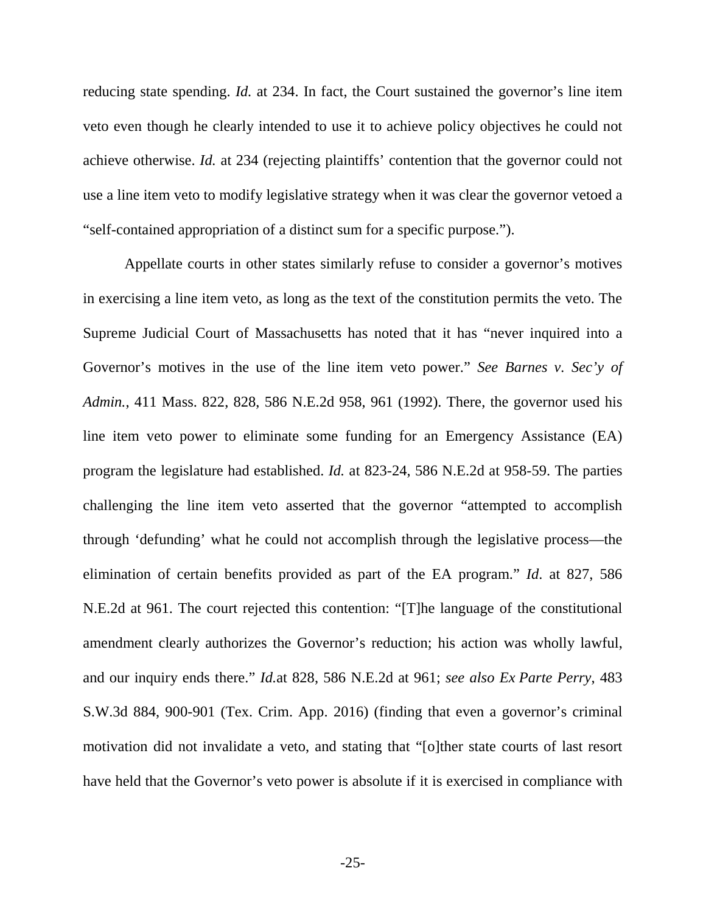reducing state spending. *Id.* at 234. In fact, the Court sustained the governor's line item veto even though he clearly intended to use it to achieve policy objectives he could not achieve otherwise. *Id.* at 234 (rejecting plaintiffs' contention that the governor could not use a line item veto to modify legislative strategy when it was clear the governor vetoed a "self-contained appropriation of a distinct sum for a specific purpose.").

Appellate courts in other states similarly refuse to consider a governor's motives in exercising a line item veto, as long as the text of the constitution permits the veto. The Supreme Judicial Court of Massachusetts has noted that it has "never inquired into a Governor's motives in the use of the line item veto power." *See Barnes v. Sec'y of Admin.*, 411 Mass. 822, 828, 586 N.E.2d 958, 961 (1992). There, the governor used his line item veto power to eliminate some funding for an Emergency Assistance (EA) program the legislature had established. *Id.* at 823-24, 586 N.E.2d at 958-59. The parties challenging the line item veto asserted that the governor "attempted to accomplish through 'defunding' what he could not accomplish through the legislative process—the elimination of certain benefits provided as part of the EA program." *Id*. at 827, 586 N.E.2d at 961. The court rejected this contention: "[T]he language of the constitutional amendment clearly authorizes the Governor's reduction; his action was wholly lawful, and our inquiry ends there." *Id.*at 828, 586 N.E.2d at 961; *see also Ex Parte Perry*, 483 S.W.3d 884, 900-901 (Tex. Crim. App. 2016) (finding that even a governor's criminal motivation did not invalidate a veto, and stating that "[o]ther state courts of last resort have held that the Governor's veto power is absolute if it is exercised in compliance with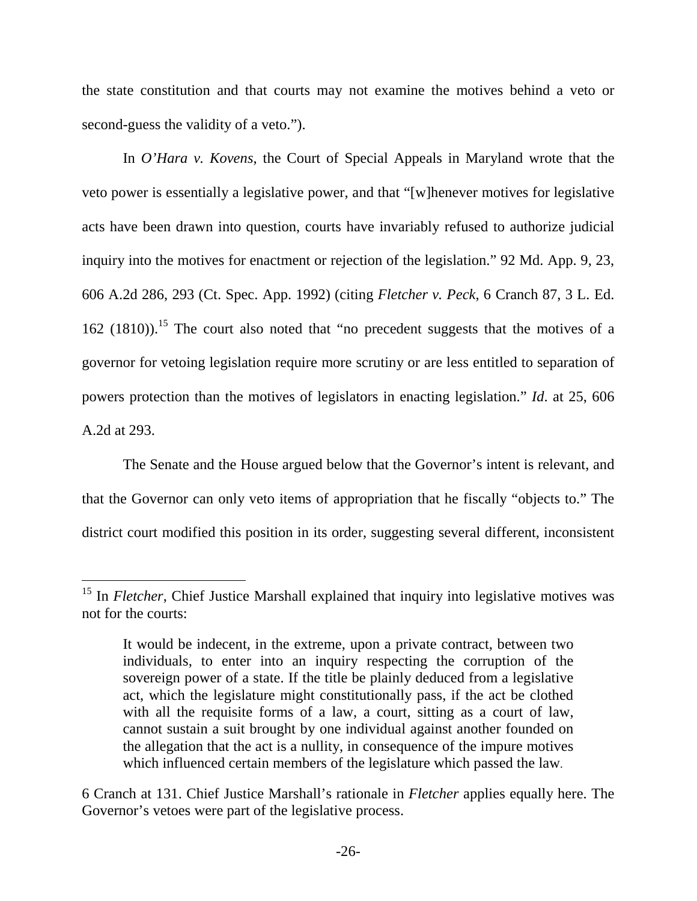the state constitution and that courts may not examine the motives behind a veto or second-guess the validity of a veto.").

In *O'Hara v. Kovens*, the Court of Special Appeals in Maryland wrote that the veto power is essentially a legislative power, and that "[w]henever motives for legislative acts have been drawn into question, courts have invariably refused to authorize judicial inquiry into the motives for enactment or rejection of the legislation." 92 Md. App. 9, 23, 606 A.2d 286, 293 (Ct. Spec. App. 1992) (citing *Fletcher v. Peck*, 6 Cranch 87, 3 L. Ed. 162 (1810)).[15] The court also noted that "no precedent suggests that the motives of a governor for vetoing legislation require more scrutiny or are less entitled to separation of powers protection than the motives of legislators in enacting legislation." *Id*. at 25, 606 A.2d at 293.

The Senate and the House argued below that the Governor's intent is relevant, and that the Governor can only veto items of appropriation that he fiscally "objects to." The district court modified this position in its order, suggesting several different, inconsistent

---

[15] In *Fletcher*, Chief Justice Marshall explained that inquiry into legislative motives was not for the courts:

> It would be indecent, in the extreme, upon a private contract, between two individuals, to enter into an inquiry respecting the corruption of the sovereign power of a state. If the title be plainly deduced from a legislative act, which the legislature might constitutionally pass, if the act be clothed with all the requisite forms of a law, a court, sitting as a court of law, cannot sustain a suit brought by one individual against another founded on the allegation that the act is a nullity, in consequence of the impure motives which influenced certain members of the legislature which passed the law.

6 Cranch at 131. Chief Justice Marshall's rationale in *Fletcher* applies equally here. The Governor's vetoes were part of the legislative process.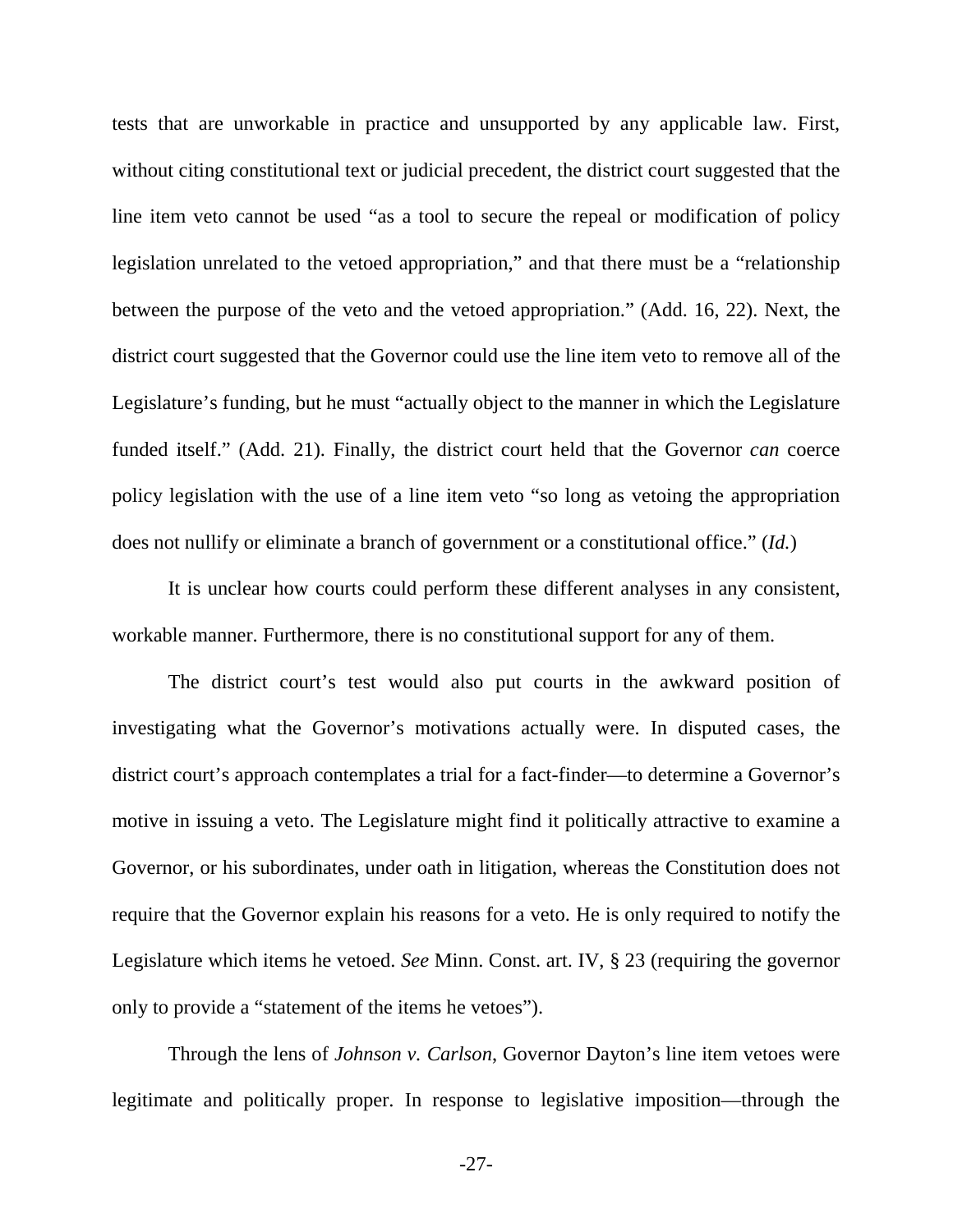tests that are unworkable in practice and unsupported by any applicable law. First, without citing constitutional text or judicial precedent, the district court suggested that the line item veto cannot be used "as a tool to secure the repeal or modification of policy legislation unrelated to the vetoed appropriation," and that there must be a "relationship between the purpose of the veto and the vetoed appropriation." (Add. 16, 22). Next, the district court suggested that the Governor could use the line item veto to remove all of the Legislature's funding, but he must "actually object to the manner in which the Legislature funded itself." (Add. 21). Finally, the district court held that the Governor *can* coerce policy legislation with the use of a line item veto "so long as vetoing the appropriation does not nullify or eliminate a branch of government or a constitutional office." (*Id.*)

It is unclear how courts could perform these different analyses in any consistent, workable manner. Furthermore, there is no constitutional support for any of them.

The district court's test would also put courts in the awkward position of investigating what the Governor's motivations actually were. In disputed cases, the district court's approach contemplates a trial for a fact-finder—to determine a Governor's motive in issuing a veto. The Legislature might find it politically attractive to examine a Governor, or his subordinates, under oath in litigation, whereas the Constitution does not require that the Governor explain his reasons for a veto. He is only required to notify the Legislature which items he vetoed. *See* Minn. Const. art. IV, § 23 (requiring the governor only to provide a "statement of the items he vetoes").

Through the lens of *Johnson v. Carlson*, Governor Dayton's line item vetoes were legitimate and politically proper. In response to legislative imposition—through the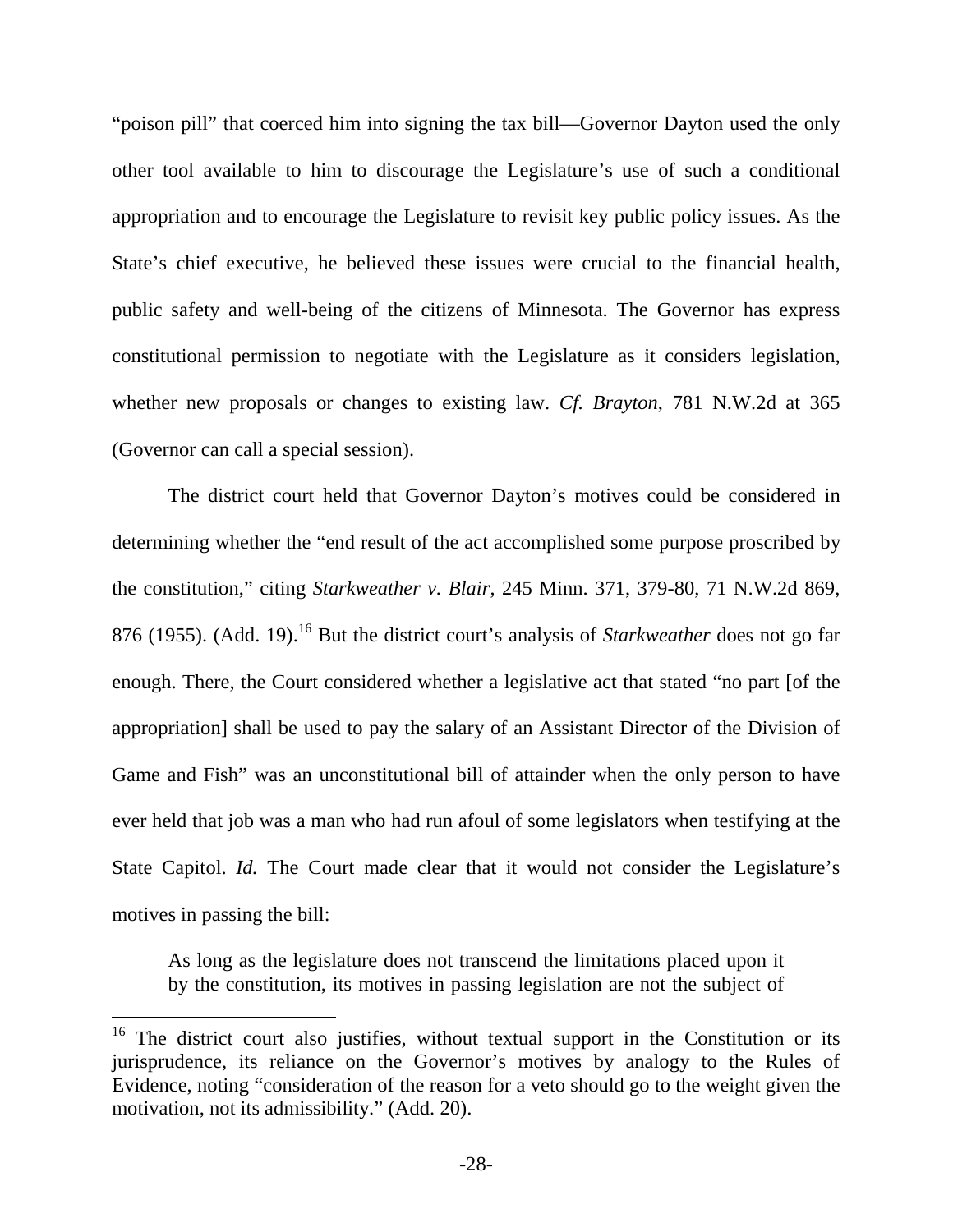"poison pill" that coerced him into signing the tax bill—Governor Dayton used the only other tool available to him to discourage the Legislature's use of such a conditional appropriation and to encourage the Legislature to revisit key public policy issues. As the State's chief executive, he believed these issues were crucial to the financial health, public safety and well-being of the citizens of Minnesota. The Governor has express constitutional permission to negotiate with the Legislature as it considers legislation, whether new proposals or changes to existing law. *Cf. Brayton*, 781 N.W.2d at 365 (Governor can call a special session).

The district court held that Governor Dayton's motives could be considered in determining whether the "end result of the act accomplished some purpose proscribed by the constitution," citing *Starkweather v. Blair*, 245 Minn. 371, 379-80, 71 N.W.2d 869, 876 (1955). (Add. 19).[16] But the district court's analysis of *Starkweather* does not go far enough. There, the Court considered whether a legislative act that stated "no part [of the appropriation] shall be used to pay the salary of an Assistant Director of the Division of Game and Fish" was an unconstitutional bill of attainder when the only person to have ever held that job was a man who had run afoul of some legislators when testifying at the State Capitol. *Id.* The Court made clear that it would not consider the Legislature's motives in passing the bill:

> As long as the legislature does not transcend the limitations placed upon it by the constitution, its motives in passing legislation are not the subject of

[16] The district court also justifies, without textual support in the Constitution or its jurisprudence, its reliance on the Governor's motives by analogy to the Rules of Evidence, noting "consideration of the reason for a veto should go to the weight given the motivation, not its admissibility." (Add. 20).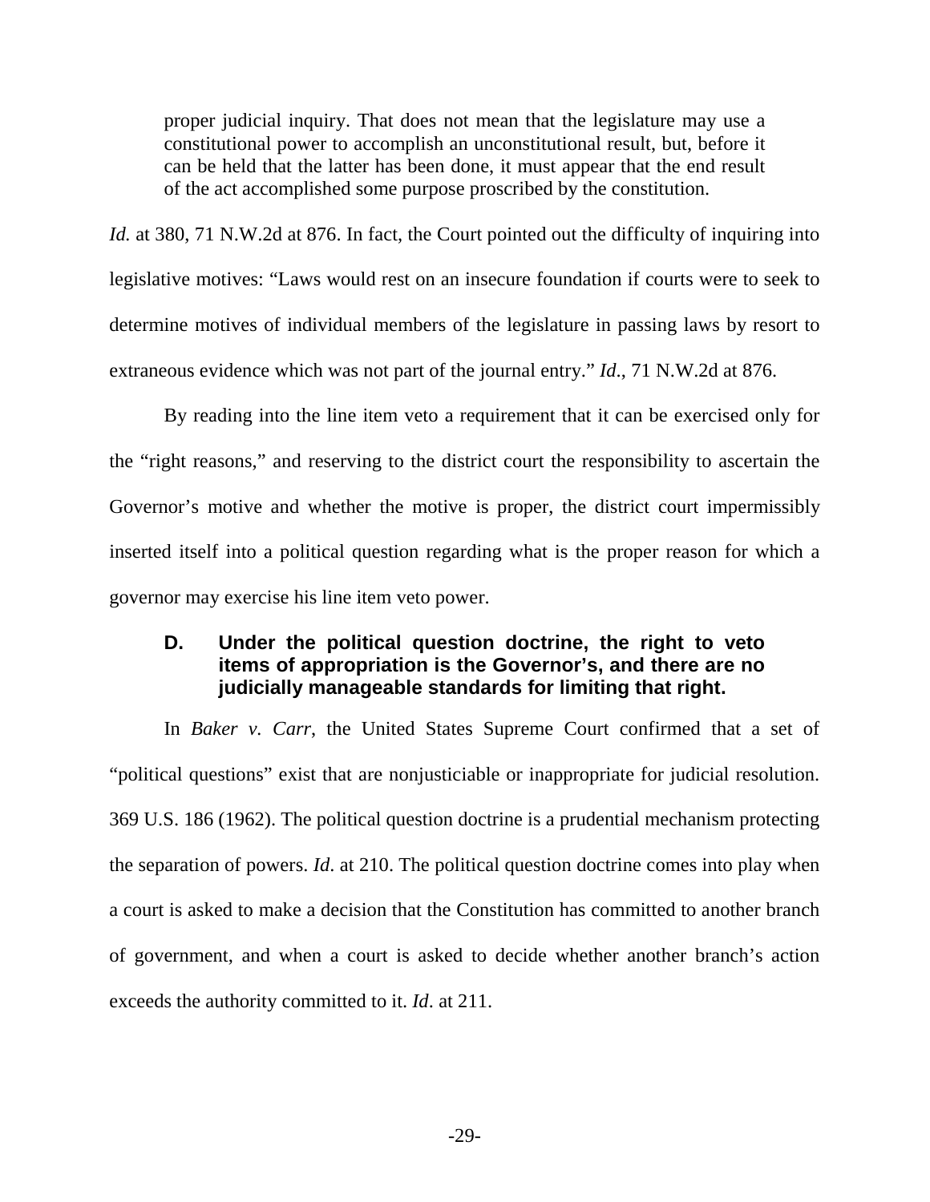> proper judicial inquiry. That does not mean that the legislature may use a constitutional power to accomplish an unconstitutional result, but, before it can be held that the latter has been done, it must appear that the end result of the act accomplished some purpose proscribed by the constitution.

*Id.* at 380, 71 N.W.2d at 876. In fact, the Court pointed out the difficulty of inquiring into legislative motives: "Laws would rest on an insecure foundation if courts were to seek to determine motives of individual members of the legislature in passing laws by resort to extraneous evidence which was not part of the journal entry." *Id*., 71 N.W.2d at 876.

By reading into the line item veto a requirement that it can be exercised only for the "right reasons," and reserving to the district court the responsibility to ascertain the Governor's motive and whether the motive is proper, the district court impermissibly inserted itself into a political question regarding what is the proper reason for which a governor may exercise his line item veto power.

### D. Under the political question doctrine, the right to veto items of appropriation is the Governor's, and there are no judicially manageable standards for limiting that right.

In *Baker v. Carr*, the United States Supreme Court confirmed that a set of "political questions" exist that are nonjusticiable or inappropriate for judicial resolution. 369 U.S. 186 (1962). The political question doctrine is a prudential mechanism protecting the separation of powers. *Id*. at 210. The political question doctrine comes into play when a court is asked to make a decision that the Constitution has committed to another branch of government, and when a court is asked to decide whether another branch's action exceeds the authority committed to it. *Id*. at 211.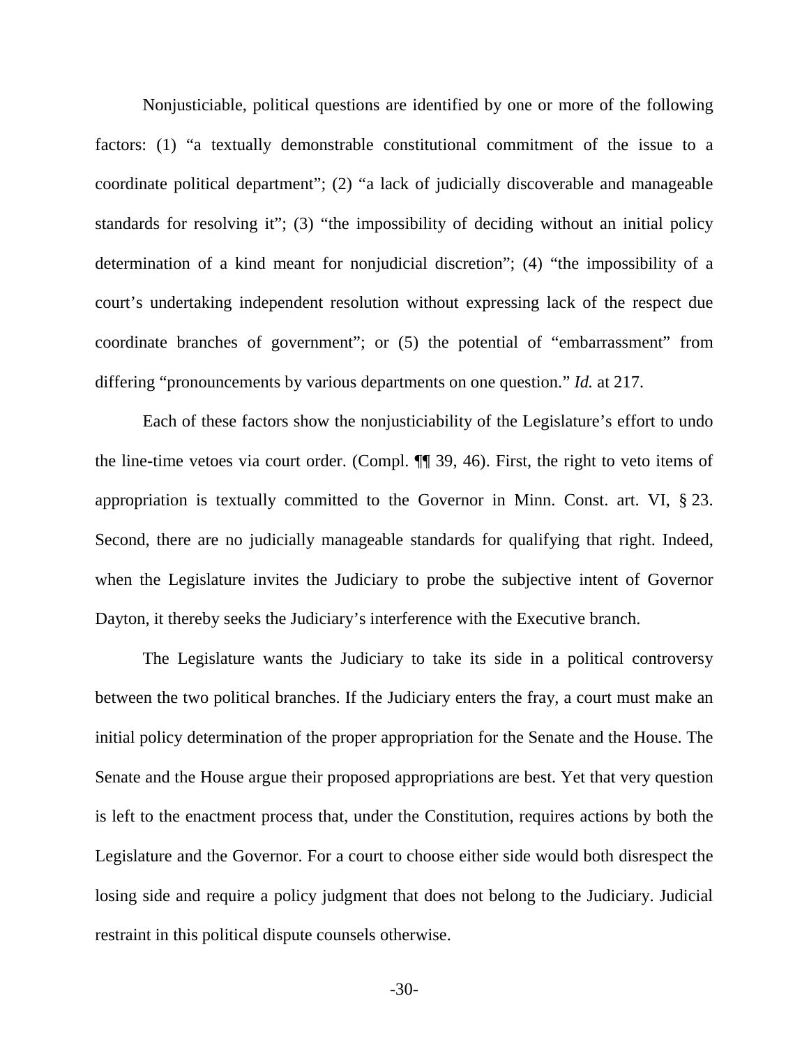Nonjusticiable, political questions are identified by one or more of the following factors: (1) "a textually demonstrable constitutional commitment of the issue to a coordinate political department"; (2) "a lack of judicially discoverable and manageable standards for resolving it"; (3) "the impossibility of deciding without an initial policy determination of a kind meant for nonjudicial discretion"; (4) "the impossibility of a court's undertaking independent resolution without expressing lack of the respect due coordinate branches of government"; or (5) the potential of "embarrassment" from differing "pronouncements by various departments on one question." *Id.* at 217.

Each of these factors show the nonjusticiability of the Legislature's effort to undo the line-time vetoes via court order. (Compl. ¶¶ 39, 46). First, the right to veto items of appropriation is textually committed to the Governor in Minn. Const. art. VI, § 23. Second, there are no judicially manageable standards for qualifying that right. Indeed, when the Legislature invites the Judiciary to probe the subjective intent of Governor Dayton, it thereby seeks the Judiciary's interference with the Executive branch.

The Legislature wants the Judiciary to take its side in a political controversy between the two political branches. If the Judiciary enters the fray, a court must make an initial policy determination of the proper appropriation for the Senate and the House. The Senate and the House argue their proposed appropriations are best. Yet that very question is left to the enactment process that, under the Constitution, requires actions by both the Legislature and the Governor. For a court to choose either side would both disrespect the losing side and require a policy judgment that does not belong to the Judiciary. Judicial restraint in this political dispute counsels otherwise.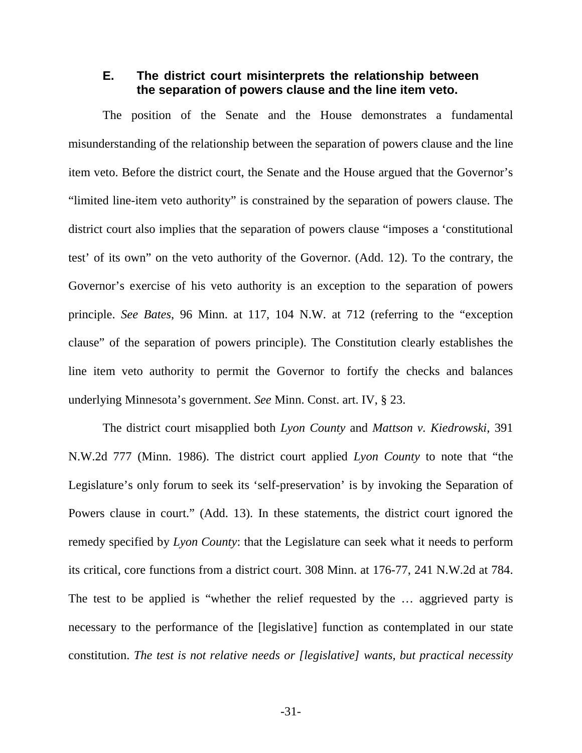### E. The district court misinterprets the relationship between the separation of powers clause and the line item veto.

The position of the Senate and the House demonstrates a fundamental misunderstanding of the relationship between the separation of powers clause and the line item veto. Before the district court, the Senate and the House argued that the Governor's "limited line-item veto authority" is constrained by the separation of powers clause. The district court also implies that the separation of powers clause "imposes a 'constitutional test' of its own" on the veto authority of the Governor. (Add. 12). To the contrary, the Governor's exercise of his veto authority is an exception to the separation of powers principle. *See Bates*, 96 Minn. at 117, 104 N.W. at 712 (referring to the "exception clause" of the separation of powers principle). The Constitution clearly establishes the line item veto authority to permit the Governor to fortify the checks and balances underlying Minnesota's government. *See* Minn. Const. art. IV, § 23.

The district court misapplied both *Lyon County* and *Mattson v. Kiedrowski*, 391 N.W.2d 777 (Minn. 1986). The district court applied *Lyon County* to note that "the Legislature's only forum to seek its 'self-preservation' is by invoking the Separation of Powers clause in court." (Add. 13). In these statements, the district court ignored the remedy specified by *Lyon County*: that the Legislature can seek what it needs to perform its critical, core functions from a district court. 308 Minn. at 176-77, 241 N.W.2d at 784. The test to be applied is "whether the relief requested by the … aggrieved party is necessary to the performance of the [legislative] function as contemplated in our state constitution. *The test is not relative needs or [legislative] wants, but practical necessity*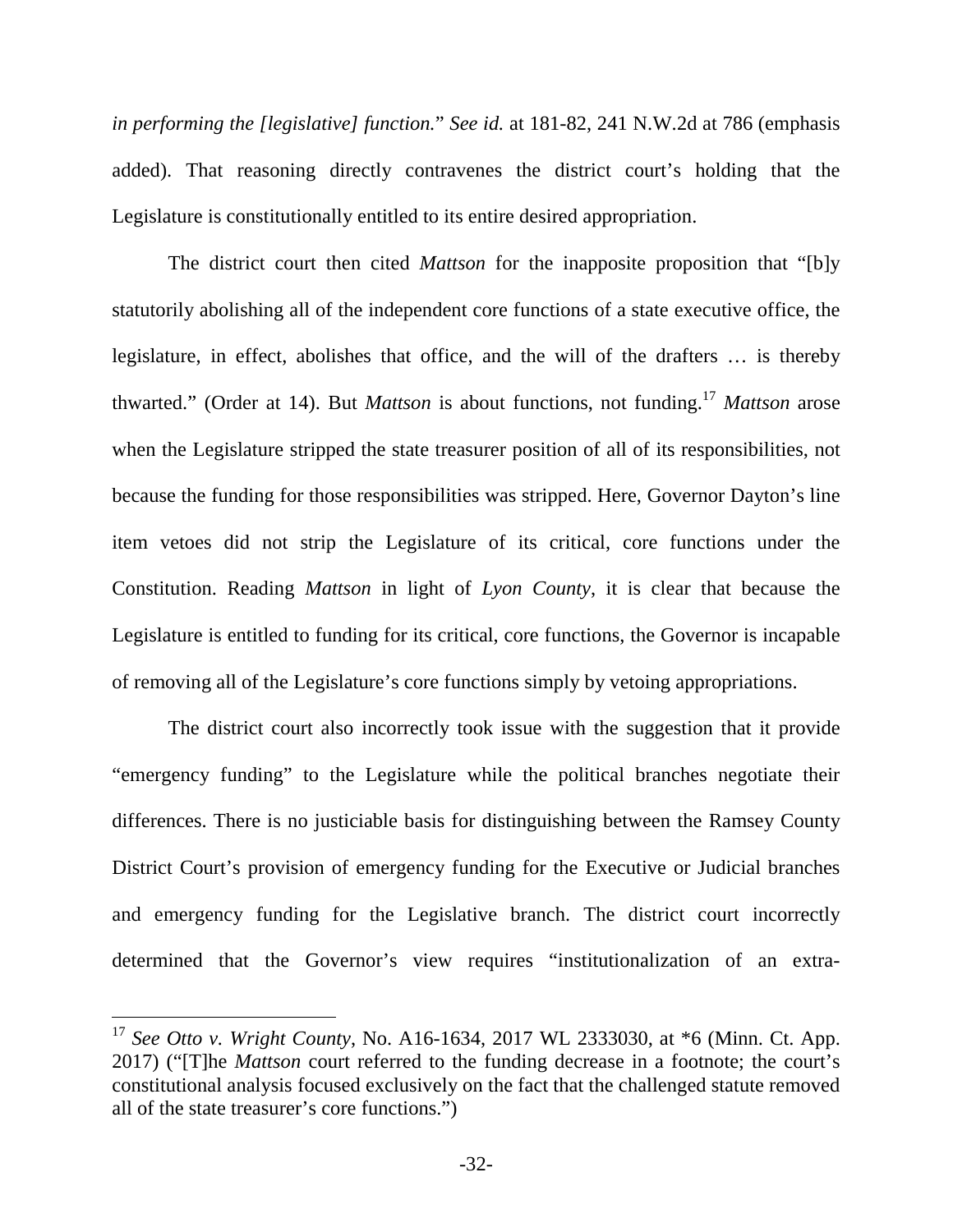*in performing the [legislative] function.*" *See id.* at 181-82, 241 N.W.2d at 786 (emphasis added). That reasoning directly contravenes the district court's holding that the Legislature is constitutionally entitled to its entire desired appropriation.

The district court then cited *Mattson* for the inapposite proposition that "[b]y statutorily abolishing all of the independent core functions of a state executive office, the legislature, in effect, abolishes that office, and the will of the drafters … is thereby thwarted." (Order at 14). But *Mattson* is about functions, not funding.[17] *Mattson* arose when the Legislature stripped the state treasurer position of all of its responsibilities, not because the funding for those responsibilities was stripped. Here, Governor Dayton's line item vetoes did not strip the Legislature of its critical, core functions under the Constitution. Reading *Mattson* in light of *Lyon County*, it is clear that because the Legislature is entitled to funding for its critical, core functions, the Governor is incapable of removing all of the Legislature's core functions simply by vetoing appropriations.

The district court also incorrectly took issue with the suggestion that it provide "emergency funding" to the Legislature while the political branches negotiate their differences. There is no justiciable basis for distinguishing between the Ramsey County District Court's provision of emergency funding for the Executive or Judicial branches and emergency funding for the Legislative branch. The district court incorrectly determined that the Governor's view requires "institutionalization of an extra-

---

[17] *See Otto v. Wright County*, No. A16-1634, 2017 WL 2333030, at *6 (Minn. Ct. App. 2017) ("[T]he *Mattson* court referred to the funding decrease in a footnote; the court's constitutional analysis focused exclusively on the fact that the challenged statute removed all of the state treasurer's core functions.")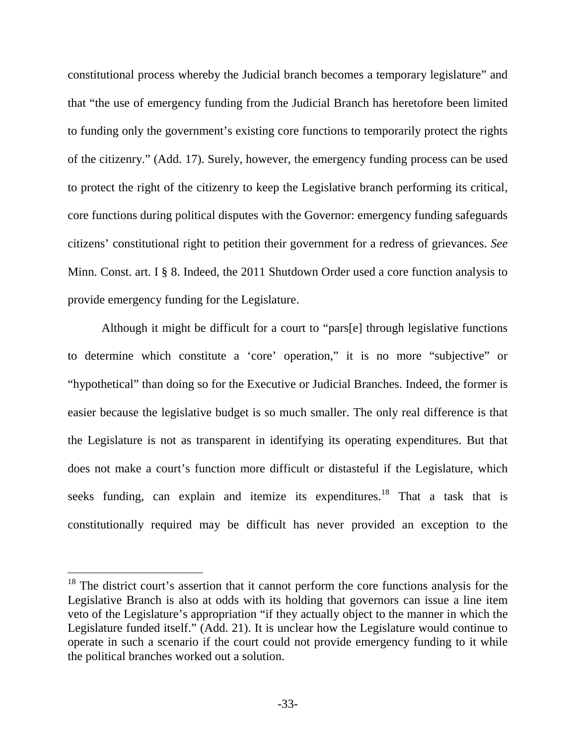constitutional process whereby the Judicial branch becomes a temporary legislature" and that "the use of emergency funding from the Judicial Branch has heretofore been limited to funding only the government's existing core functions to temporarily protect the rights of the citizenry." (Add. 17). Surely, however, the emergency funding process can be used to protect the right of the citizenry to keep the Legislative branch performing its critical, core functions during political disputes with the Governor: emergency funding safeguards citizens' constitutional right to petition their government for a redress of grievances. *See* Minn. Const. art. I § 8. Indeed, the 2011 Shutdown Order used a core function analysis to provide emergency funding for the Legislature.

Although it might be difficult for a court to "pars[e] through legislative functions to determine which constitute a 'core' operation," it is no more "subjective" or "hypothetical" than doing so for the Executive or Judicial Branches. Indeed, the former is easier because the legislative budget is so much smaller. The only real difference is that the Legislature is not as transparent in identifying its operating expenditures. But that does not make a court's function more difficult or distasteful if the Legislature, which seeks funding, can explain and itemize its expenditures.[18] That a task that is constitutionally required may be difficult has never provided an exception to the

[18] The district court's assertion that it cannot perform the core functions analysis for the Legislative Branch is also at odds with its holding that governors can issue a line item veto of the Legislature's appropriation "if they actually object to the manner in which the Legislature funded itself." (Add. 21). It is unclear how the Legislature would continue to operate in such a scenario if the court could not provide emergency funding to it while the political branches worked out a solution.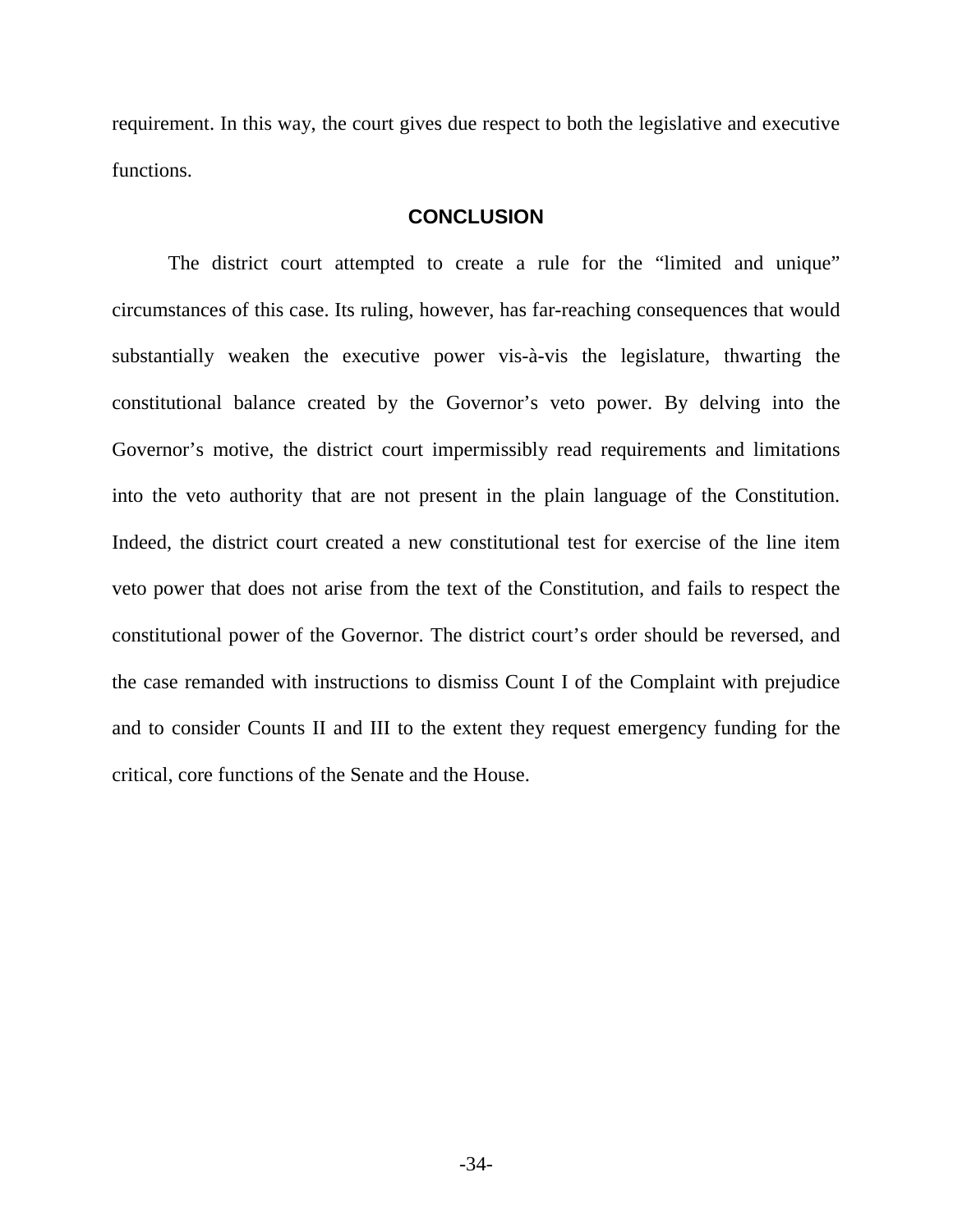requirement. In this way, the court gives due respect to both the legislative and executive functions.

## CONCLUSION

The district court attempted to create a rule for the "limited and unique" circumstances of this case. Its ruling, however, has far-reaching consequences that would substantially weaken the executive power vis-à-vis the legislature, thwarting the constitutional balance created by the Governor's veto power. By delving into the Governor's motive, the district court impermissibly read requirements and limitations into the veto authority that are not present in the plain language of the Constitution. Indeed, the district court created a new constitutional test for exercise of the line item veto power that does not arise from the text of the Constitution, and fails to respect the constitutional power of the Governor. The district court's order should be reversed, and the case remanded with instructions to dismiss Count I of the Complaint with prejudice and to consider Counts II and III to the extent they request emergency funding for the critical, core functions of the Senate and the House.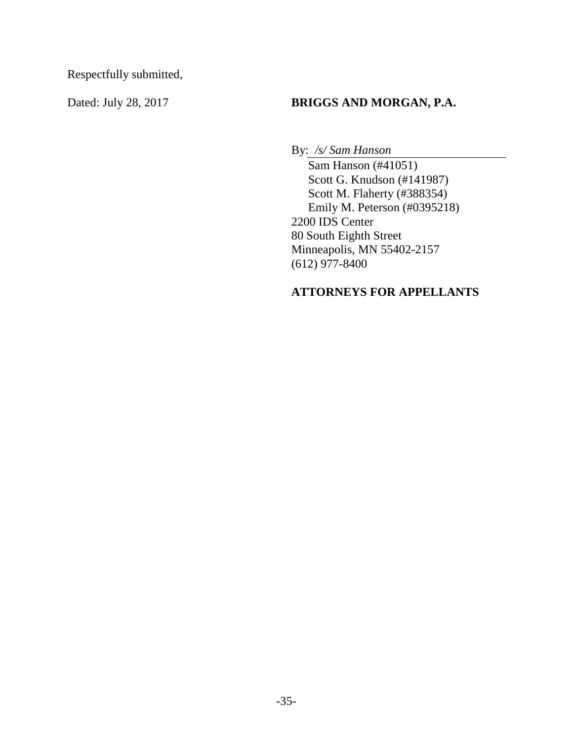Respectfully submitted,

Dated: July 28, 2017

**BRIGGS AND MORGAN, P.A.**

By: */s/ Sam Hanson*

Sam Hanson (#41051)
Scott G. Knudson (#141987)
Scott M. Flaherty (#388354)
Emily M. Peterson (#0395218)
2200 IDS Center
80 South Eighth Street
Minneapolis, MN 55402-2157
(612) 977-8400

**ATTORNEYS FOR APPELLANTS**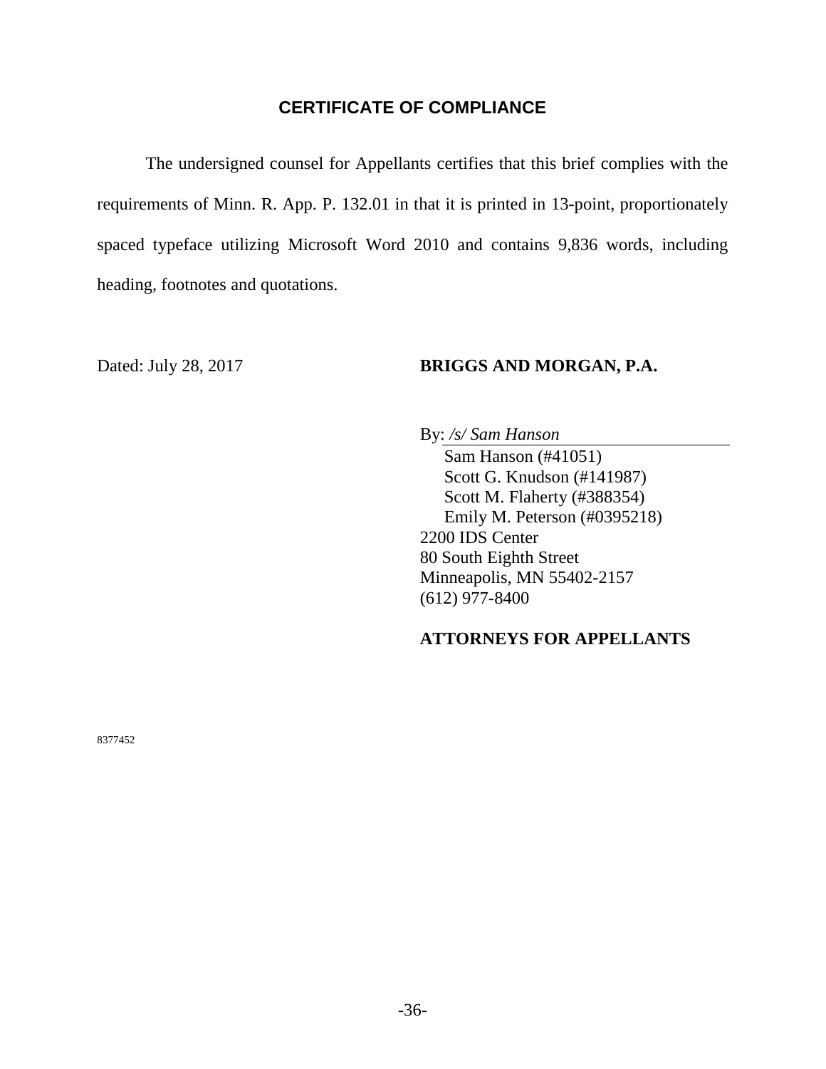## CERTIFICATE OF COMPLIANCE

The undersigned counsel for Appellants certifies that this brief complies with the requirements of Minn. R. App. P. 132.01 in that it is printed in 13-point, proportionately spaced typeface utilizing Microsoft Word 2010 and contains 9,836 words, including heading, footnotes and quotations.

Dated: July 28, 2017

**BRIGGS AND MORGAN, P.A.**

By: */s/ Sam Hanson*
Sam Hanson (#41051)
Scott G. Knudson (#141987)
Scott M. Flaherty (#388354)
Emily M. Peterson (#0395218)
2200 IDS Center
80 South Eighth Street
Minneapolis, MN 55402-2157
(612) 977-8400

**ATTORNEYS FOR APPELLANTS**

8377452